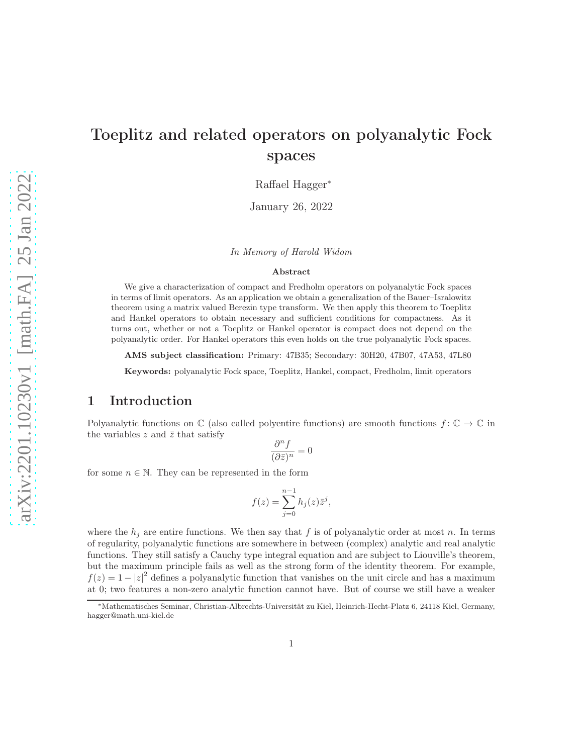# Toeplitz and related operators on polyanalytic Fock spaces

Raffael Hagger*

January 26, 2022

*In Memory of Harold Widom*

**Abstract**

We give a characterization of compact and Fredholm operators on polyanalytic Fock spaces in terms of limit operators. As an application we obtain a generalization of the Bauer–Isralowitz theorem using a matrix valued Berezin type transform. We then apply this theorem to Toeplitz and Hankel operators to obtain necessary and sufficient conditions for compactness. As it turns out, whether or not a Toeplitz or Hankel operator is compact does not depend on the polyanalytic order. For Hankel operators this even holds on the true polyanalytic Fock spaces.

**AMS subject classification:** Primary: 47B35; Secondary: 30H20, 47B07, 47A53, 47L80

**Keywords:** polyanalytic Fock space, Toeplitz, Hankel, compact, Fredholm, limit operators

## 1 Introduction

Polyanalytic functions on $\mathbb{C}$ (also called polyentire functions) are smooth functions $f\colon \mathbb{C} \to \mathbb{C}$ in the variables $z$ and $\bar{z}$ that satisfy

$$\frac{\partial^n f}{(\partial \bar{z})^n} = 0$$

for some $n \in \mathbb{N}$. They can be represented in the form

$$f(z) = \sum_{j=0}^{n-1} h_j(z)\bar{z}^j,$$

where the $h_j$ are entire functions. We then say that $f$ is of polyanalytic order at most $n$. In terms of regularity, polyanalytic functions are somewhere in between (complex) analytic and real analytic functions. They still satisfy a Cauchy type integral equation and are subject to Liouville's theorem, but the maximum principle fails as well as the strong form of the identity theorem. For example, $f(z) = 1 - |z|^2$ defines a polyanalytic function that vanishes on the unit circle and has a maximum at 0; two features a non-zero analytic function cannot have. But of course we still have a weaker

*Mathematisches Seminar, Christian-Albrechts-Universität zu Kiel, Heinrich-Hecht-Platz 6, 24118 Kiel, Germany, hagger@math.uni-kiel.de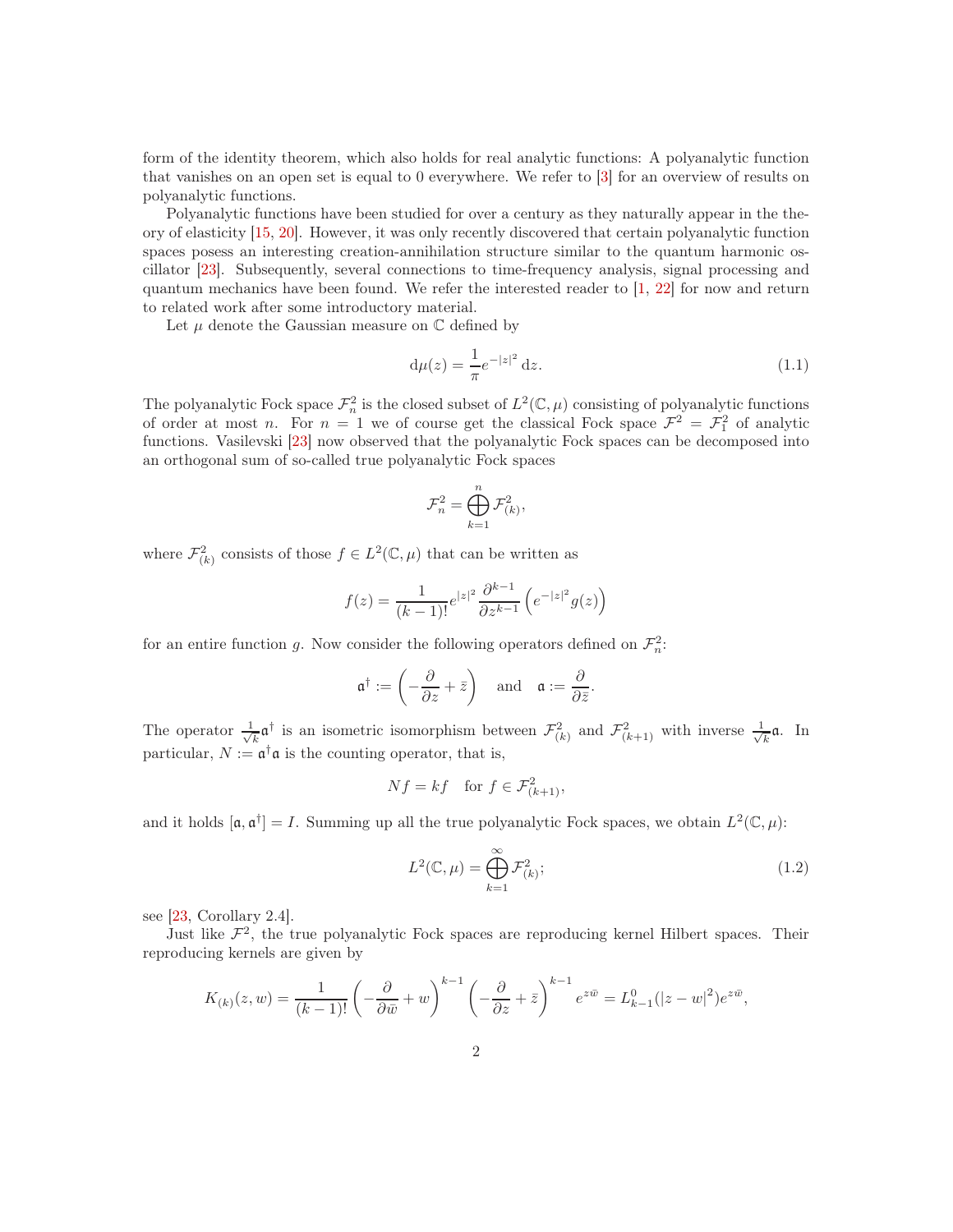form of the identity theorem, which also holds for real analytic functions: A polyanalytic function that vanishes on an open set is equal to 0 everywhere. We refer to [3] for an overview of results on polyanalytic functions.

Polyanalytic functions have been studied for over a century as they naturally appear in the theory of elasticity [15, 20]. However, it was only recently discovered that certain polyanalytic function spaces posess an interesting creation-annihilation structure similar to the quantum harmonic oscillator [23]. Subsequently, several connections to time-frequency analysis, signal processing and quantum mechanics have been found. We refer the interested reader to [1, 22] for now and return to related work after some introductory material.

Let $\mu$ denote the Gaussian measure on $\mathbb{C}$ defined by

$$\mathrm{d}\mu(z) = \frac{1}{\pi} e^{-|z|^2} \, \mathrm{d}z. \tag{1.1}$$

The polyanalytic Fock space $\mathcal{F}_n^2$ is the closed subset of $L^2(\mathbb{C}, \mu)$ consisting of polyanalytic functions of order at most $n$. For $n = 1$ we of course get the classical Fock space $\mathcal{F}^2 = \mathcal{F}_1^2$ of analytic functions. Vasilevski [23] now observed that the polyanalytic Fock spaces can be decomposed into an orthogonal sum of so-called true polyanalytic Fock spaces

$$\mathcal{F}_n^2 = \bigoplus_{k=1}^{n} \mathcal{F}_{(k)}^2,$$

where $\mathcal{F}_{(k)}^2$ consists of those $f \in L^2(\mathbb{C}, \mu)$ that can be written as

$$f(z) = \frac{1}{(k-1)!} e^{|z|^2} \frac{\partial^{k-1}}{\partial z^{k-1}} \left( e^{-|z|^2} g(z) \right)$$

for an entire function $g$. Now consider the following operators defined on $\mathcal{F}_n^2$:

$$\mathfrak{a}^\dagger := \left( -\frac{\partial}{\partial z} + \bar{z} \right) \quad \text{and} \quad \mathfrak{a} := \frac{\partial}{\partial \bar{z}}.$$

The operator $\frac{1}{\sqrt{k}} \mathfrak{a}^\dagger$ is an isometric isomorphism between $\mathcal{F}_{(k)}^2$ and $\mathcal{F}_{(k+1)}^2$ with inverse $\frac{1}{\sqrt{k}} \mathfrak{a}$. In particular, $N := \mathfrak{a}^\dagger \mathfrak{a}$ is the counting operator, that is,

$$Nf = kf \quad \text{for } f \in \mathcal{F}_{(k+1)}^2,$$

and it holds $[\mathfrak{a}, \mathfrak{a}^\dagger] = I$. Summing up all the true polyanalytic Fock spaces, we obtain $L^2(\mathbb{C}, \mu)$:

$$L^2(\mathbb{C}, \mu) = \bigoplus_{k=1}^{\infty} \mathcal{F}_{(k)}^2; \tag{1.2}$$

see [23, Corollary 2.4].

Just like $\mathcal{F}^2$, the true polyanalytic Fock spaces are reproducing kernel Hilbert spaces. Their reproducing kernels are given by

$$K_{(k)}(z, w) = \frac{1}{(k-1)!} \left( -\frac{\partial}{\partial \bar{w}} + w \right)^{k-1} \left( -\frac{\partial}{\partial z} + \bar{z} \right)^{k-1} e^{z\bar{w}} = L_{k-1}^0(|z - w|^2) e^{z\bar{w}},$$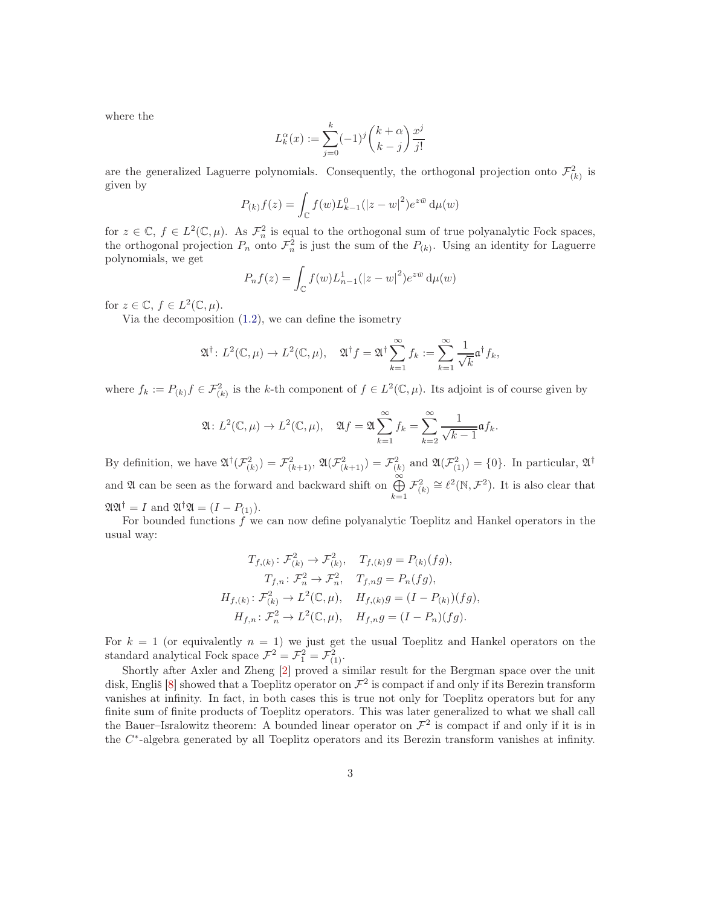where the

$$L_k^\alpha(x) := \sum_{j=0}^{k} (-1)^j \binom{k+\alpha}{k-j} \frac{x^j}{j!}$$

are the generalized Laguerre polynomials. Consequently, the orthogonal projection onto $\mathcal{F}^2_{(k)}$ is given by

$$P_{(k)}f(z) = \int_{\mathbb{C}} f(w) L^0_{k-1}(|z-w|^2) e^{z\bar{w}} \, \mathrm{d}\mu(w)$$

for $z \in \mathbb{C}$, $f \in L^2(\mathbb{C}, \mu)$. As $\mathcal{F}^2_n$ is equal to the orthogonal sum of true polyanalytic Fock spaces, the orthogonal projection $P_n$ onto $\mathcal{F}^2_n$ is just the sum of the $P_{(k)}$. Using an identity for Laguerre polynomials, we get

$$P_n f(z) = \int_{\mathbb{C}} f(w) L^1_{n-1}(|z-w|^2) e^{z\bar{w}} \, \mathrm{d}\mu(w)$$

for $z \in \mathbb{C}$, $f \in L^2(\mathbb{C}, \mu)$.

Via the decomposition (1.2), we can define the isometry

$$\mathfrak{A}^\dagger \colon L^2(\mathbb{C},\mu) \to L^2(\mathbb{C},\mu), \quad \mathfrak{A}^\dagger f = \mathfrak{A}^\dagger \sum_{k=1}^{\infty} f_k := \sum_{k=1}^{\infty} \frac{1}{\sqrt{k}} \mathfrak{a}^\dagger f_k,$$

where $f_k := P_{(k)} f \in \mathcal{F}^2_{(k)}$ is the $k$-th component of $f \in L^2(\mathbb{C}, \mu)$. Its adjoint is of course given by

$$\mathfrak{A} \colon L^2(\mathbb{C},\mu) \to L^2(\mathbb{C},\mu), \quad \mathfrak{A} f = \mathfrak{A} \sum_{k=1}^{\infty} f_k = \sum_{k=2}^{\infty} \frac{1}{\sqrt{k-1}} \mathfrak{a} f_k.$$

By definition, we have $\mathfrak{A}^\dagger(\mathcal{F}^2_{(k)}) = \mathcal{F}^2_{(k+1)}$, $\mathfrak{A}(\mathcal{F}^2_{(k+1)}) = \mathcal{F}^2_{(k)}$ and $\mathfrak{A}(\mathcal{F}^2_{(1)}) = \{0\}$. In particular, $\mathfrak{A}^\dagger$ and $\mathfrak{A}$ can be seen as the forward and backward shift on $\bigoplus\limits_{k=1}^{\infty} \mathcal{F}^2_{(k)} \cong \ell^2(\mathbb{N}, \mathcal{F}^2)$. It is also clear that $\mathfrak{A}\mathfrak{A}^\dagger = I$ and $\mathfrak{A}^\dagger\mathfrak{A} = (I - P_{(1)})$.

For bounded functions $f$ we can now define polyanalytic Toeplitz and Hankel operators in the usual way:

$$\begin{aligned}
T_{f,(k)} &\colon \mathcal{F}^2_{(k)} \to \mathcal{F}^2_{(k)}, \quad T_{f,(k)} g = P_{(k)}(fg),\\
T_{f,n} &\colon \mathcal{F}^2_n \to \mathcal{F}^2_n, \quad T_{f,n} g = P_n(fg),\\
H_{f,(k)} &\colon \mathcal{F}^2_{(k)} \to L^2(\mathbb{C},\mu), \quad H_{f,(k)} g = (I - P_{(k)})(fg),\\
H_{f,n} &\colon \mathcal{F}^2_n \to L^2(\mathbb{C},\mu), \quad H_{f,n} g = (I - P_n)(fg).
\end{aligned}$$

For $k = 1$ (or equivalently $n = 1$) we just get the usual Toeplitz and Hankel operators on the standard analytical Fock space $\mathcal{F}^2 = \mathcal{F}^2_1 = \mathcal{F}^2_{(1)}$.

Shortly after Axler and Zheng [2] proved a similar result for the Bergman space over the unit disk, Engliš [8] showed that a Toeplitz operator on $\mathcal{F}^2$ is compact if and only if its Berezin transform vanishes at infinity. In fact, in both cases this is true not only for Toeplitz operators but for any finite sum of finite products of Toeplitz operators. This was later generalized to what we shall call the Bauer–Isralowitz theorem: A bounded linear operator on $\mathcal{F}^2$ is compact if and only if it is in the $C^*$-algebra generated by all Toeplitz operators and its Berezin transform vanishes at infinity.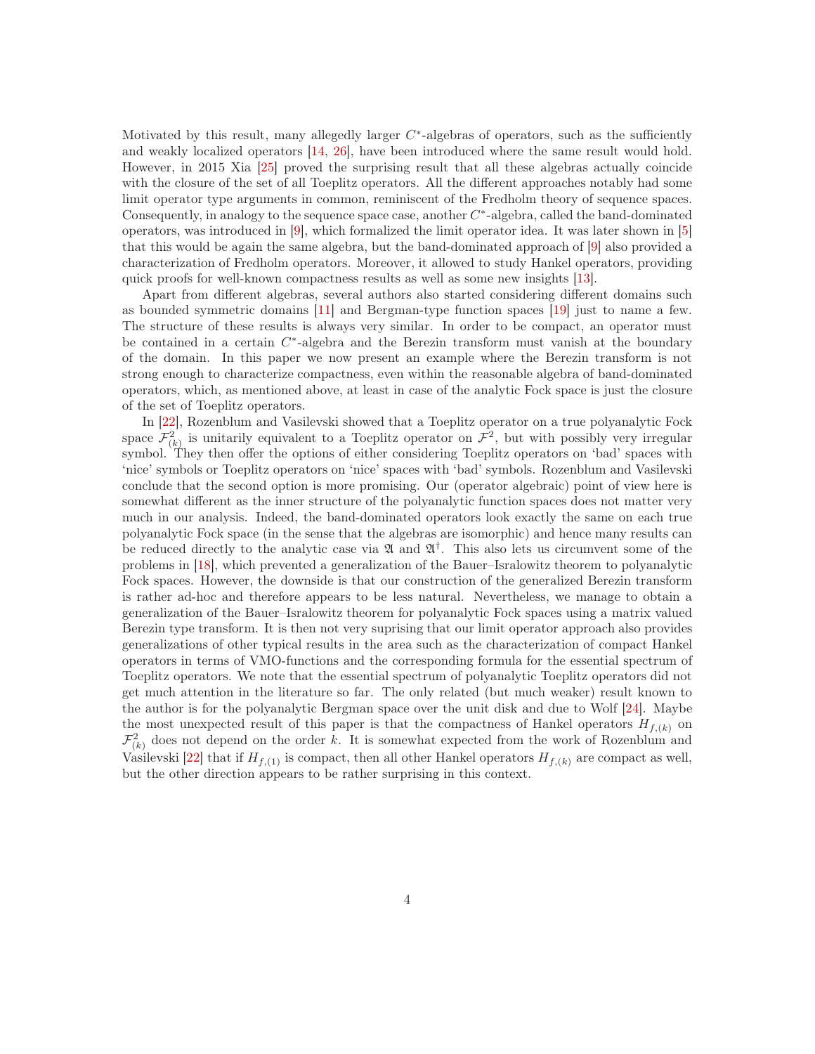Motivated by this result, many allegedly larger $C^*$-algebras of operators, such as the sufficiently and weakly localized operators [14, 26], have been introduced where the same result would hold. However, in 2015 Xia [25] proved the surprising result that all these algebras actually coincide with the closure of the set of all Toeplitz operators. All the different approaches notably had some limit operator type arguments in common, reminiscent of the Fredholm theory of sequence spaces. Consequently, in analogy to the sequence space case, another $C^*$-algebra, called the band-dominated operators, was introduced in [9], which formalized the limit operator idea. It was later shown in [5] that this would be again the same algebra, but the band-dominated approach of [9] also provided a characterization of Fredholm operators. Moreover, it allowed to study Hankel operators, providing quick proofs for well-known compactness results as well as some new insights [13].

Apart from different algebras, several authors also started considering different domains such as bounded symmetric domains [11] and Bergman-type function spaces [19] just to name a few. The structure of these results is always very similar. In order to be compact, an operator must be contained in a certain $C^*$-algebra and the Berezin transform must vanish at the boundary of the domain. In this paper we now present an example where the Berezin transform is not strong enough to characterize compactness, even within the reasonable algebra of band-dominated operators, which, as mentioned above, at least in case of the analytic Fock space is just the closure of the set of Toeplitz operators.

In [22], Rozenblum and Vasilevski showed that a Toeplitz operator on a true polyanalytic Fock space $\mathcal{F}^2_{(k)}$ is unitarily equivalent to a Toeplitz operator on $\mathcal{F}^2$, but with possibly very irregular symbol. They then offer the options of either considering Toeplitz operators on 'bad' spaces with 'nice' symbols or Toeplitz operators on 'nice' spaces with 'bad' symbols. Rozenblum and Vasilevski conclude that the second option is more promising. Our (operator algebraic) point of view here is somewhat different as the inner structure of the polyanalytic function spaces does not matter very much in our analysis. Indeed, the band-dominated operators look exactly the same on each true polyanalytic Fock space (in the sense that the algebras are isomorphic) and hence many results can be reduced directly to the analytic case via $\mathfrak{A}$ and $\mathfrak{A}^\dagger$. This also lets us circumvent some of the problems in [18], which prevented a generalization of the Bauer–Isralowitz theorem to polyanalytic Fock spaces. However, the downside is that our construction of the generalized Berezin transform is rather ad-hoc and therefore appears to be less natural. Nevertheless, we manage to obtain a generalization of the Bauer–Isralowitz theorem for polyanalytic Fock spaces using a matrix valued Berezin type transform. It is then not very suprising that our limit operator approach also provides generalizations of other typical results in the area such as the characterization of compact Hankel operators in terms of VMO-functions and the corresponding formula for the essential spectrum of Toeplitz operators. We note that the essential spectrum of polyanalytic Toeplitz operators did not get much attention in the literature so far. The only related (but much weaker) result known to the author is for the polyanalytic Bergman space over the unit disk and due to Wolf [24]. Maybe the most unexpected result of this paper is that the compactness of Hankel operators $H_{f,(k)}$ on $\mathcal{F}^2_{(k)}$ does not depend on the order $k$. It is somewhat expected from the work of Rozenblum and Vasilevski [22] that if $H_{f,(1)}$ is compact, then all other Hankel operators $H_{f,(k)}$ are compact as well, but the other direction appears to be rather surprising in this context.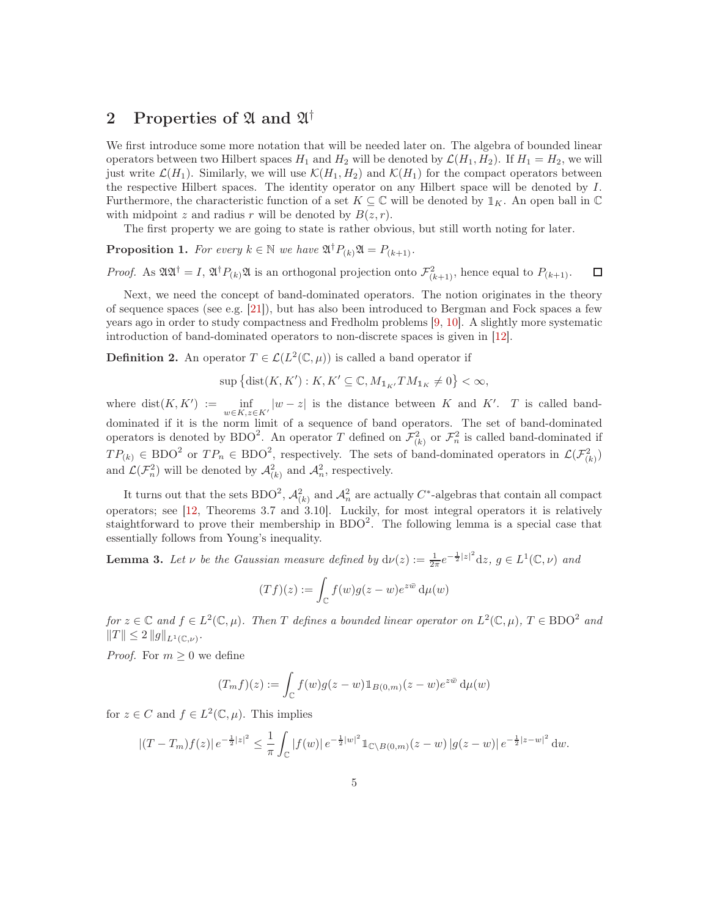## 2 Properties of $\mathfrak{A}$ and $\mathfrak{A}^\dagger$

We first introduce some more notation that will be needed later on. The algebra of bounded linear operators between two Hilbert spaces $H_1$ and $H_2$ will be denoted by $\mathcal{L}(H_1, H_2)$. If $H_1 = H_2$, we will just write $\mathcal{L}(H_1)$. Similarly, we will use $\mathcal{K}(H_1, H_2)$ and $\mathcal{K}(H_1)$ for the compact operators between the respective Hilbert spaces. The identity operator on any Hilbert space will be denoted by $I$. Furthermore, the characteristic function of a set $K \subseteq \mathbb{C}$ will be denoted by $\mathbb{1}_K$. An open ball in $\mathbb{C}$ with midpoint $z$ and radius $r$ will be denoted by $B(z, r)$.

The first property we are going to state is rather obvious, but still worth noting for later.

**Proposition 1.** *For every $k \in \mathbb{N}$ we have $\mathfrak{A}^\dagger P_{(k)} \mathfrak{A} = P_{(k+1)}$.*

*Proof.* As $\mathfrak{A}\mathfrak{A}^\dagger = I$, $\mathfrak{A}^\dagger P_{(k)} \mathfrak{A}$ is an orthogonal projection onto $\mathcal{F}^2_{(k+1)}$, hence equal to $P_{(k+1)}$. □

Next, we need the concept of band-dominated operators. The notion originates in the theory of sequence spaces (see e.g. [21]), but has also been introduced to Bergman and Fock spaces a few years ago in order to study compactness and Fredholm problems [9, 10]. A slightly more systematic introduction of band-dominated operators to non-discrete spaces is given in [12].

**Definition 2.** An operator $T \in \mathcal{L}(L^2(\mathbb{C}, \mu))$ is called a band operator if

$$\sup \left\{ \operatorname{dist}(K, K') : K, K' \subseteq \mathbb{C}, M_{\mathbb{1}_{K'}} T M_{\mathbb{1}_K} \neq 0 \right\} < \infty,$$

where $\operatorname{dist}(K, K') := \inf\limits_{w \in K, z \in K'} |w - z|$ is the distance between $K$ and $K'$. $T$ is called band-dominated if it is the norm limit of a sequence of band operators. The set of band-dominated operators is denoted by $\mathrm{BDO}^2$. An operator $T$ defined on $\mathcal{F}^2_{(k)}$ or $\mathcal{F}^2_n$ is called band-dominated if $TP_{(k)} \in \mathrm{BDO}^2$ or $TP_n \in \mathrm{BDO}^2$, respectively. The sets of band-dominated operators in $\mathcal{L}(\mathcal{F}^2_{(k)})$ and $\mathcal{L}(\mathcal{F}^2_n)$ will be denoted by $\mathcal{A}^2_{(k)}$ and $\mathcal{A}^2_n$, respectively.

It turns out that the sets $\mathrm{BDO}^2$, $\mathcal{A}^2_{(k)}$ and $\mathcal{A}^2_n$ are actually $C^*$-algebras that contain all compact operators; see [12, Theorems 3.7 and 3.10]. Luckily, for most integral operators it is relatively staightforward to prove their membership in $\mathrm{BDO}^2$. The following lemma is a special case that essentially follows from Young's inequality.

**Lemma 3.** *Let $\nu$ be the Gaussian measure defined by $\mathrm{d}\nu(z) := \frac{1}{2\pi} e^{-\frac{1}{2}|z|^2} \mathrm{d}z$, $g \in L^1(\mathbb{C}, \nu)$ and*

$$(Tf)(z) := \int_{\mathbb{C}} f(w) g(z - w) e^{z\bar{w}} \,\mathrm{d}\mu(w)$$

*for $z \in \mathbb{C}$ and $f \in L^2(\mathbb{C}, \mu)$. Then $T$ defines a bounded linear operator on $L^2(\mathbb{C}, \mu)$, $T \in \mathrm{BDO}^2$ and $\|T\| \leq 2 \|g\|_{L^1(\mathbb{C}, \nu)}$.*

*Proof.* For $m \geq 0$ we define

$$(T_m f)(z) := \int_{\mathbb{C}} f(w) g(z - w) \mathbb{1}_{B(0,m)}(z - w) e^{z\bar{w}} \,\mathrm{d}\mu(w)$$

for $z \in C$ and $f \in L^2(\mathbb{C}, \mu)$. This implies

$$|(T - T_m) f(z)| \, e^{-\frac{1}{2}|z|^2} \leq \frac{1}{\pi} \int_{\mathbb{C}} |f(w)| \, e^{-\frac{1}{2}|w|^2} \mathbb{1}_{\mathbb{C} \setminus B(0,m)}(z - w) \, |g(z - w)| \, e^{-\frac{1}{2}|z - w|^2} \,\mathrm{d}w.$$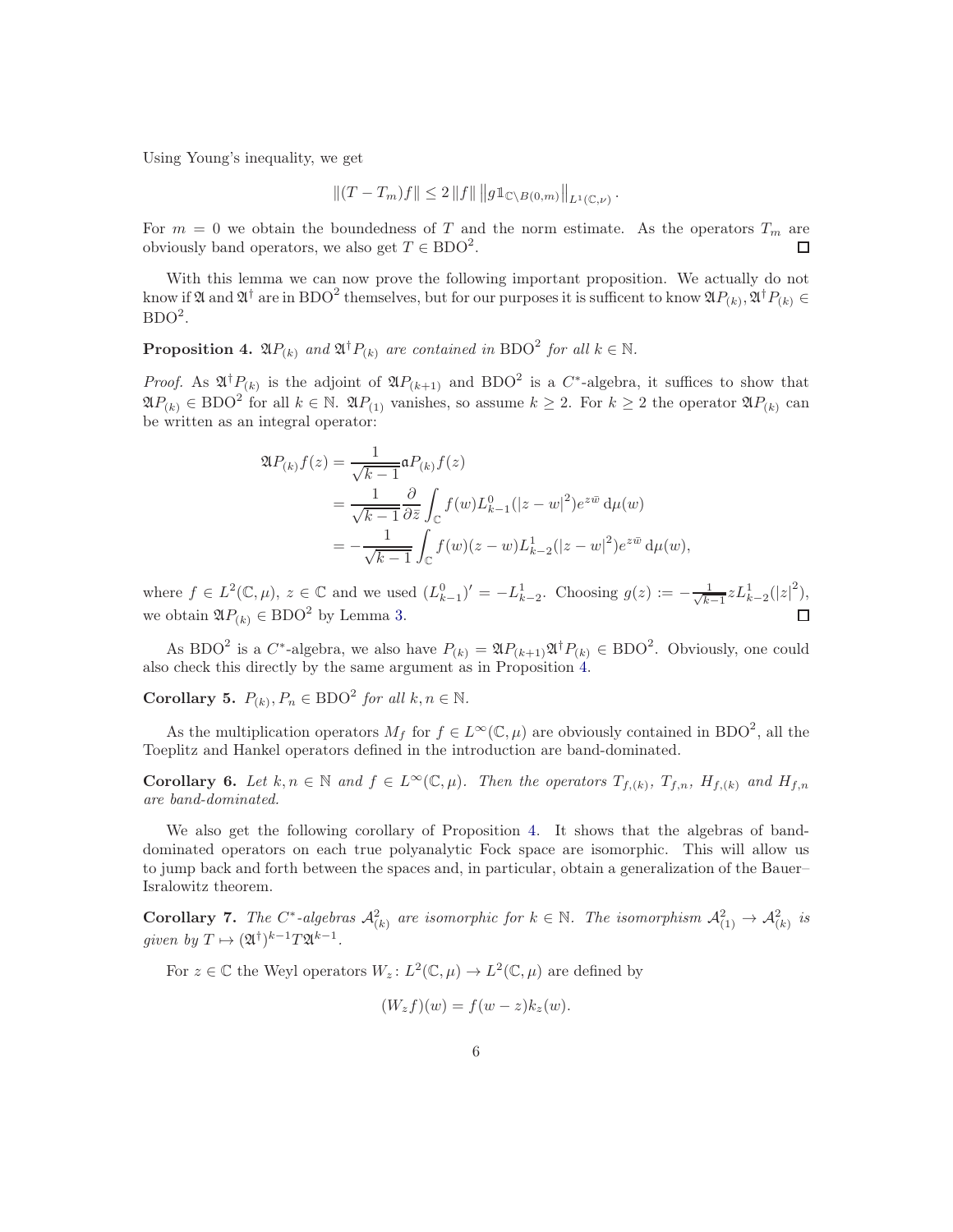Using Young's inequality, we get

$$\|(T - T_m)f\| \leq 2\,\|f\|\,\left\|g\mathbb{1}_{\mathbb{C}\setminus B(0,m)}\right\|_{L^1(\mathbb{C},\nu)}.$$

For $m = 0$ we obtain the boundedness of $T$ and the norm estimate. As the operators $T_m$ are obviously band operators, we also get $T \in \mathrm{BDO}^2$. □

With this lemma we can now prove the following important proposition. We actually do not know if $\mathfrak{A}$ and $\mathfrak{A}^\dagger$ are in $\mathrm{BDO}^2$ themselves, but for our purposes it is sufficent to know $\mathfrak{A}P_{(k)}, \mathfrak{A}^\dagger P_{(k)} \in \mathrm{BDO}^2$.

**Proposition 4.** *$\mathfrak{A}P_{(k)}$ and $\mathfrak{A}^\dagger P_{(k)}$ are contained in $\mathrm{BDO}^2$ for all $k \in \mathbb{N}$.*

*Proof.* As $\mathfrak{A}^\dagger P_{(k)}$ is the adjoint of $\mathfrak{A}P_{(k+1)}$ and $\mathrm{BDO}^2$ is a $C^*$-algebra, it suffices to show that $\mathfrak{A}P_{(k)} \in \mathrm{BDO}^2$ for all $k \in \mathbb{N}$. $\mathfrak{A}P_{(1)}$ vanishes, so assume $k \geq 2$. For $k \geq 2$ the operator $\mathfrak{A}P_{(k)}$ can be written as an integral operator:

$$\begin{aligned}
\mathfrak{A}P_{(k)}f(z) &= \frac{1}{\sqrt{k-1}}\mathfrak{a}P_{(k)}f(z) \\
&= \frac{1}{\sqrt{k-1}}\frac{\partial}{\partial \bar{z}}\int_{\mathbb{C}} f(w)L_{k-1}^0(|z-w|^2)e^{z\bar{w}}\,\mathrm{d}\mu(w) \\
&= -\frac{1}{\sqrt{k-1}}\int_{\mathbb{C}} f(w)(z-w)L_{k-2}^1(|z-w|^2)e^{z\bar{w}}\,\mathrm{d}\mu(w),
\end{aligned}$$

where $f \in L^2(\mathbb{C},\mu)$, $z \in \mathbb{C}$ and we used $(L_{k-1}^0)' = -L_{k-2}^1$. Choosing $g(z) := -\frac{1}{\sqrt{k-1}}zL_{k-2}^1(|z|^2)$, we obtain $\mathfrak{A}P_{(k)} \in \mathrm{BDO}^2$ by Lemma 3. □

As $\mathrm{BDO}^2$ is a $C^*$-algebra, we also have $P_{(k)} = \mathfrak{A}P_{(k+1)}\mathfrak{A}^\dagger P_{(k)} \in \mathrm{BDO}^2$. Obviously, one could also check this directly by the same argument as in Proposition 4.

**Corollary 5.** *$P_{(k)}, P_n \in \mathrm{BDO}^2$ for all $k, n \in \mathbb{N}$.*

As the multiplication operators $M_f$ for $f \in L^\infty(\mathbb{C},\mu)$ are obviously contained in $\mathrm{BDO}^2$, all the Toeplitz and Hankel operators defined in the introduction are band-dominated.

**Corollary 6.** *Let $k, n \in \mathbb{N}$ and $f \in L^\infty(\mathbb{C},\mu)$. Then the operators $T_{f,(k)}$, $T_{f,n}$, $H_{f,(k)}$ and $H_{f,n}$ are band-dominated.*

We also get the following corollary of Proposition 4. It shows that the algebras of band-dominated operators on each true polyanalytic Fock space are isomorphic. This will allow us to jump back and forth between the spaces and, in particular, obtain a generalization of the Bauer–Isralowitz theorem.

**Corollary 7.** *The $C^*$-algebras $\mathcal{A}_{(k)}^2$ are isomorphic for $k \in \mathbb{N}$. The isomorphism $\mathcal{A}_{(1)}^2 \to \mathcal{A}_{(k)}^2$ is given by $T \mapsto (\mathfrak{A}^\dagger)^{k-1}T\mathfrak{A}^{k-1}$.*

For $z \in \mathbb{C}$ the Weyl operators $W_z \colon L^2(\mathbb{C},\mu) \to L^2(\mathbb{C},\mu)$ are defined by

$$(W_z f)(w) = f(w-z)k_z(w).$$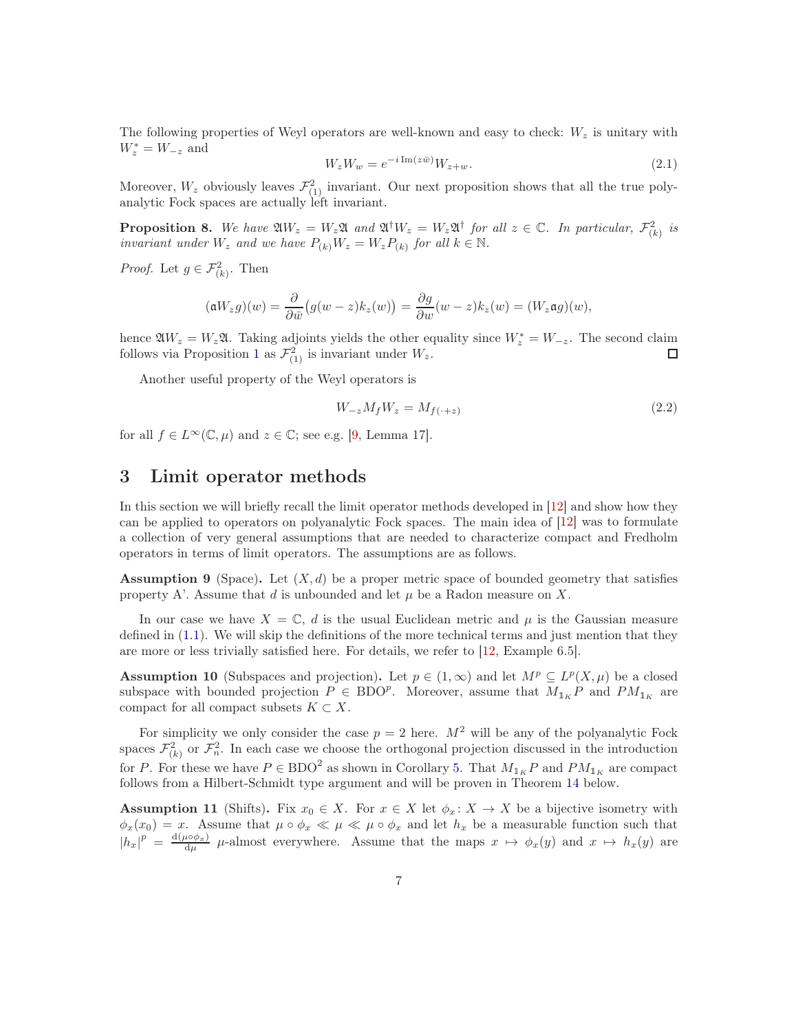The following properties of Weyl operators are well-known and easy to check: $W_z$ is unitary with $W_z^* = W_{-z}$ and

$$W_z W_w = e^{-i\,\mathrm{Im}(z\bar{w})} W_{z+w}. \tag{2.1}$$

Moreover, $W_z$ obviously leaves $\mathcal{F}^2_{(1)}$ invariant. Our next proposition shows that all the true polyanalytic Fock spaces are actually left invariant.

**Proposition 8.** *We have $\mathfrak{A} W_z = W_z \mathfrak{A}$ and $\mathfrak{A}^\dagger W_z = W_z \mathfrak{A}^\dagger$ for all $z \in \mathbb{C}$. In particular, $\mathcal{F}^2_{(k)}$ is invariant under $W_z$ and we have $P_{(k)} W_z = W_z P_{(k)}$ for all $k \in \mathbb{N}$.*

*Proof.* Let $g \in \mathcal{F}^2_{(k)}$. Then

$$(\mathfrak{a} W_z g)(w) = \frac{\partial}{\partial \bar{w}}\big(g(w-z)k_z(w)\big) = \frac{\partial g}{\partial w}(w-z)k_z(w) = (W_z \mathfrak{a} g)(w),$$

hence $\mathfrak{A} W_z = W_z \mathfrak{A}$. Taking adjoints yields the other equality since $W_z^* = W_{-z}$. The second claim follows via Proposition 1 as $\mathcal{F}^2_{(1)}$ is invariant under $W_z$. □

Another useful property of the Weyl operators is

$$W_{-z} M_f W_z = M_{f(\cdot + z)} \tag{2.2}$$

for all $f \in L^\infty(\mathbb{C}, \mu)$ and $z \in \mathbb{C}$; see e.g. [9, Lemma 17].

# 3 Limit operator methods

In this section we will briefly recall the limit operator methods developed in [12] and show how they can be applied to operators on polyanalytic Fock spaces. The main idea of [12] was to formulate a collection of very general assumptions that are needed to characterize compact and Fredholm operators in terms of limit operators. The assumptions are as follows.

**Assumption 9** (Space)**.** Let $(X, d)$ be a proper metric space of bounded geometry that satisfies property A'. Assume that $d$ is unbounded and let $\mu$ be a Radon measure on $X$.

In our case we have $X = \mathbb{C}$, $d$ is the usual Euclidean metric and $\mu$ is the Gaussian measure defined in (1.1). We will skip the definitions of the more technical terms and just mention that they are more or less trivially satisfied here. For details, we refer to [12, Example 6.5].

**Assumption 10** (Subspaces and projection)**.** Let $p \in (1, \infty)$ and let $M^p \subseteq L^p(X, \mu)$ be a closed subspace with bounded projection $P \in \mathrm{BDO}^p$. Moreover, assume that $M_{\mathbb{1}_K} P$ and $P M_{\mathbb{1}_K}$ are compact for all compact subsets $K \subset X$.

For simplicity we only consider the case $p = 2$ here. $M^2$ will be any of the polyanalytic Fock spaces $\mathcal{F}^2_{(k)}$ or $\mathcal{F}^2_n$. In each case we choose the orthogonal projection discussed in the introduction for $P$. For these we have $P \in \mathrm{BDO}^2$ as shown in Corollary 5. That $M_{\mathbb{1}_K} P$ and $P M_{\mathbb{1}_K}$ are compact follows from a Hilbert-Schmidt type argument and will be proven in Theorem 14 below.

**Assumption 11** (Shifts)**.** Fix $x_0 \in X$. For $x \in X$ let $\phi_x \colon X \to X$ be a bijective isometry with $\phi_x(x_0) = x$. Assume that $\mu \circ \phi_x \ll \mu \ll \mu \circ \phi_x$ and let $h_x$ be a measurable function such that $|h_x|^p = \frac{\mathrm{d}(\mu \circ \phi_x)}{\mathrm{d}\mu}$ $\mu$-almost everywhere. Assume that the maps $x \mapsto \phi_x(y)$ and $x \mapsto h_x(y)$ are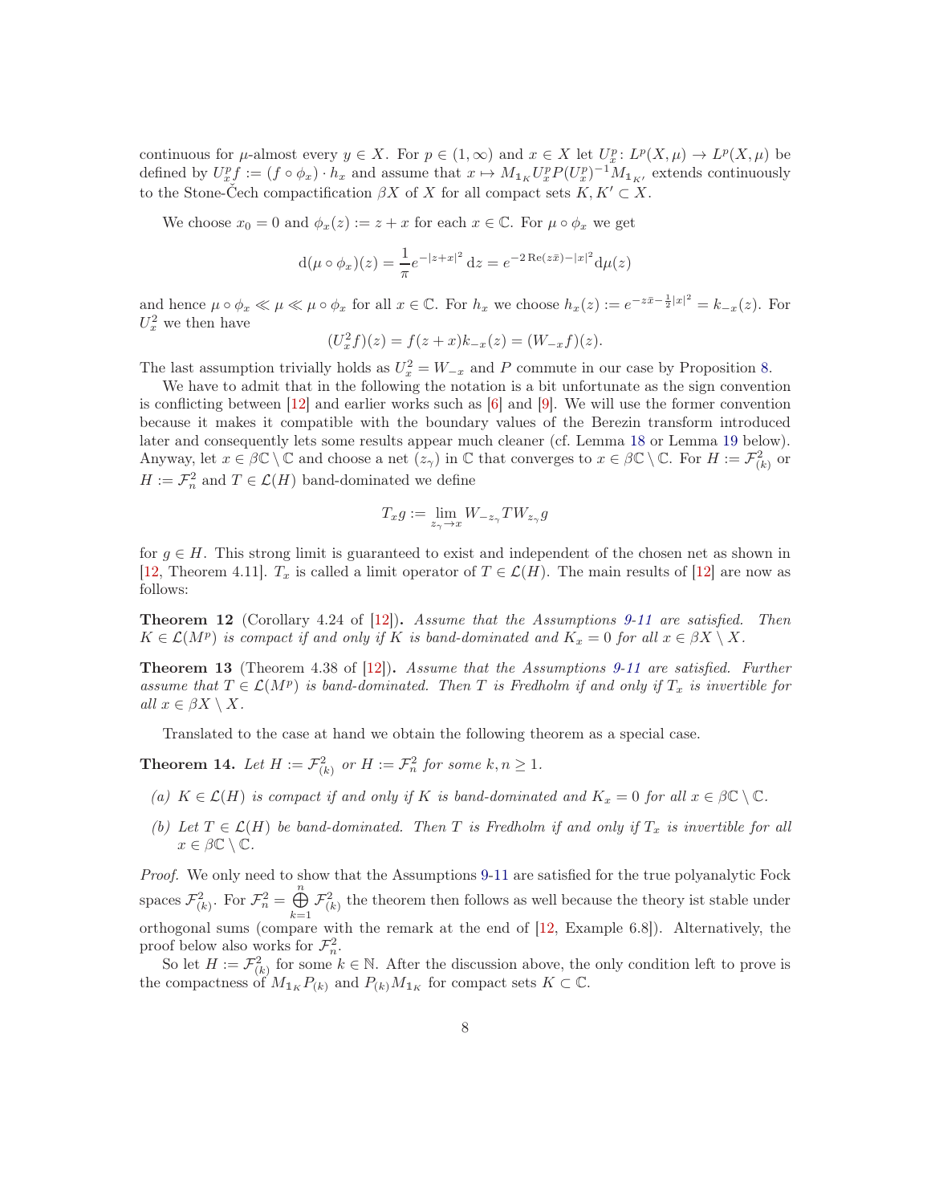continuous for $\mu$-almost every $y \in X$. For $p \in (1, \infty)$ and $x \in X$ let $U_x^p \colon L^p(X,\mu) \to L^p(X,\mu)$ be defined by $U_x^p f := (f \circ \phi_x) \cdot h_x$ and assume that $x \mapsto M_{\mathbb{1}_K} U_x^p P (U_x^p)^{-1} M_{\mathbb{1}_{K'}}$ extends continuously to the Stone-Čech compactification $\beta X$ of $X$ for all compact sets $K, K' \subset X$.

We choose $x_0 = 0$ and $\phi_x(z) := z + x$ for each $x \in \mathbb{C}$. For $\mu \circ \phi_x$ we get

$$\mathrm{d}(\mu \circ \phi_x)(z) = \frac{1}{\pi} e^{-|z+x|^2} \, \mathrm{d}z = e^{-2\operatorname{Re}(z\bar{x}) - |x|^2} \mathrm{d}\mu(z)$$

and hence $\mu \circ \phi_x \ll \mu \ll \mu \circ \phi_x$ for all $x \in \mathbb{C}$. For $h_x$ we choose $h_x(z) := e^{-z\bar{x} - \frac{1}{2}|x|^2} = k_{-x}(z)$. For $U_x^2$ we then have

$$(U_x^2 f)(z) = f(z+x) k_{-x}(z) = (W_{-x} f)(z).$$

The last assumption trivially holds as $U_x^2 = W_{-x}$ and $P$ commute in our case by Proposition 8.

We have to admit that in the following the notation is a bit unfortunate as the sign convention is conflicting between [12] and earlier works such as [6] and [9]. We will use the former convention because it makes it compatible with the boundary values of the Berezin transform introduced later and consequently lets some results appear much cleaner (cf. Lemma 18 or Lemma 19 below). Anyway, let $x \in \beta\mathbb{C} \setminus \mathbb{C}$ and choose a net $(z_\gamma)$ in $\mathbb{C}$ that converges to $x \in \beta\mathbb{C} \setminus \mathbb{C}$. For $H := \mathcal{F}^2_{(k)}$ or $H := \mathcal{F}^2_n$ and $T \in \mathcal{L}(H)$ band-dominated we define

$$T_x g := \lim_{z_\gamma \to x} W_{-z_\gamma} T W_{z_\gamma} g$$

for $g \in H$. This strong limit is guaranteed to exist and independent of the chosen net as shown in [12, Theorem 4.11]. $T_x$ is called a limit operator of $T \in \mathcal{L}(H)$. The main results of [12] are now as follows:

**Theorem 12** (Corollary 4.24 of [12])**.** *Assume that the Assumptions 9-11 are satisfied. Then $K \in \mathcal{L}(M^p)$ is compact if and only if $K$ is band-dominated and $K_x = 0$ for all $x \in \beta X \setminus X$.*

**Theorem 13** (Theorem 4.38 of [12])**.** *Assume that the Assumptions 9-11 are satisfied. Further assume that $T \in \mathcal{L}(M^p)$ is band-dominated. Then $T$ is Fredholm if and only if $T_x$ is invertible for all $x \in \beta X \setminus X$.*

Translated to the case at hand we obtain the following theorem as a special case.

**Theorem 14.** *Let $H := \mathcal{F}^2_{(k)}$ or $H := \mathcal{F}^2_n$ for some $k, n \geq 1$.*

*(a) $K \in \mathcal{L}(H)$ is compact if and only if $K$ is band-dominated and $K_x = 0$ for all $x \in \beta\mathbb{C} \setminus \mathbb{C}$.*

*(b) Let $T \in \mathcal{L}(H)$ be band-dominated. Then $T$ is Fredholm if and only if $T_x$ is invertible for all $x \in \beta\mathbb{C} \setminus \mathbb{C}$.*

*Proof.* We only need to show that the Assumptions 9-11 are satisfied for the true polyanalytic Fock spaces $\mathcal{F}^2_{(k)}$. For $\mathcal{F}^2_n = \bigoplus\limits_{k=1}^{n} \mathcal{F}^2_{(k)}$ the theorem then follows as well because the theory ist stable under orthogonal sums (compare with the remark at the end of [12, Example 6.8]). Alternatively, the proof below also works for $\mathcal{F}^2_n$.

So let $H := \mathcal{F}^2_{(k)}$ for some $k \in \mathbb{N}$. After the discussion above, the only condition left to prove is the compactness of $M_{\mathbb{1}_K} P_{(k)}$ and $P_{(k)} M_{\mathbb{1}_K}$ for compact sets $K \subset \mathbb{C}$.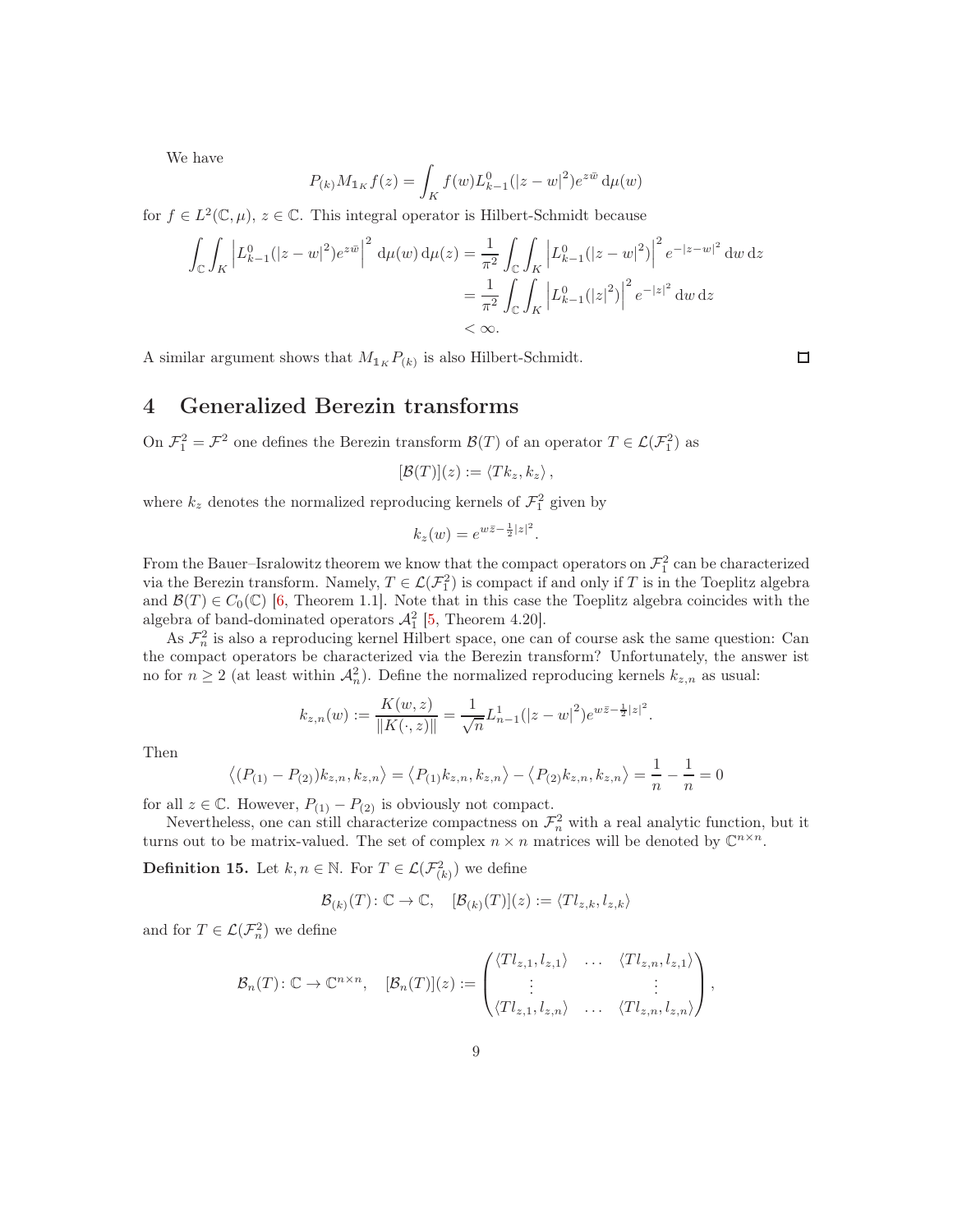We have

$$P_{(k)} M_{\mathbb{1}_K} f(z) = \int_K f(w) L_{k-1}^0(|z-w|^2) e^{z\bar{w}} \, \mathrm{d}\mu(w)$$

for $f \in L^2(\mathbb{C}, \mu)$, $z \in \mathbb{C}$. This integral operator is Hilbert-Schmidt because

$$\begin{aligned}
\int_{\mathbb{C}} \int_K \left| L_{k-1}^0(|z-w|^2) e^{z\bar{w}} \right|^2 \mathrm{d}\mu(w) \, \mathrm{d}\mu(z) &= \frac{1}{\pi^2} \int_{\mathbb{C}} \int_K \left| L_{k-1}^0(|z-w|^2) \right|^2 e^{-|z-w|^2} \, \mathrm{d}w \, \mathrm{d}z \\
&= \frac{1}{\pi^2} \int_{\mathbb{C}} \int_K \left| L_{k-1}^0(|z|^2) \right|^2 e^{-|z|^2} \, \mathrm{d}w \, \mathrm{d}z \\
&< \infty.
\end{aligned}$$

A similar argument shows that $M_{\mathbb{1}_K} P_{(k)}$ is also Hilbert-Schmidt. □

# 4 Generalized Berezin transforms

On $\mathcal{F}_1^2 = \mathcal{F}^2$ one defines the Berezin transform $\mathcal{B}(T)$ of an operator $T \in \mathcal{L}(\mathcal{F}_1^2)$ as

$$[\mathcal{B}(T)](z) := \langle T k_z, k_z \rangle,$$

where $k_z$ denotes the normalized reproducing kernels of $\mathcal{F}_1^2$ given by

$$k_z(w) = e^{w\bar{z} - \frac{1}{2}|z|^2}.$$

From the Bauer–Isralowitz theorem we know that the compact operators on $\mathcal{F}_1^2$ can be characterized via the Berezin transform. Namely, $T \in \mathcal{L}(\mathcal{F}_1^2)$ is compact if and only if $T$ is in the Toeplitz algebra and $\mathcal{B}(T) \in C_0(\mathbb{C})$ [6, Theorem 1.1]. Note that in this case the Toeplitz algebra coincides with the algebra of band-dominated operators $\mathcal{A}_1^2$ [5, Theorem 4.20].

As $\mathcal{F}_n^2$ is also a reproducing kernel Hilbert space, one can of course ask the same question: Can the compact operators be characterized via the Berezin transform? Unfortunately, the answer ist no for $n \geq 2$ (at least within $\mathcal{A}_n^2$). Define the normalized reproducing kernels $k_{z,n}$ as usual:

$$k_{z,n}(w) := \frac{K(w,z)}{\|K(\cdot, z)\|} = \frac{1}{\sqrt{n}} L_{n-1}^1(|z-w|^2) e^{w\bar{z} - \frac{1}{2}|z|^2}.$$

Then

$$\left\langle (P_{(1)} - P_{(2)}) k_{z,n}, k_{z,n} \right\rangle = \left\langle P_{(1)} k_{z,n}, k_{z,n} \right\rangle - \left\langle P_{(2)} k_{z,n}, k_{z,n} \right\rangle = \frac{1}{n} - \frac{1}{n} = 0$$

for all $z \in \mathbb{C}$. However, $P_{(1)} - P_{(2)}$ is obviously not compact.

Nevertheless, one can still characterize compactness on $\mathcal{F}_n^2$ with a real analytic function, but it turns out to be matrix-valued. The set of complex $n \times n$ matrices will be denoted by $\mathbb{C}^{n \times n}$.

**Definition 15.** Let $k, n \in \mathbb{N}$. For $T \in \mathcal{L}(\mathcal{F}_{(k)}^2)$ we define

$$\mathcal{B}_{(k)}(T) \colon \mathbb{C} \to \mathbb{C}, \quad [\mathcal{B}_{(k)}(T)](z) := \langle T l_{z,k}, l_{z,k} \rangle$$

and for $T \in \mathcal{L}(\mathcal{F}_n^2)$ we define

$$\mathcal{B}_n(T) \colon \mathbb{C} \to \mathbb{C}^{n \times n}, \quad [\mathcal{B}_n(T)](z) := \begin{pmatrix} \langle T l_{z,1}, l_{z,1} \rangle & \dots & \langle T l_{z,n}, l_{z,1} \rangle \\ \vdots & & \vdots \\ \langle T l_{z,1}, l_{z,n} \rangle & \dots & \langle T l_{z,n}, l_{z,n} \rangle \end{pmatrix},$$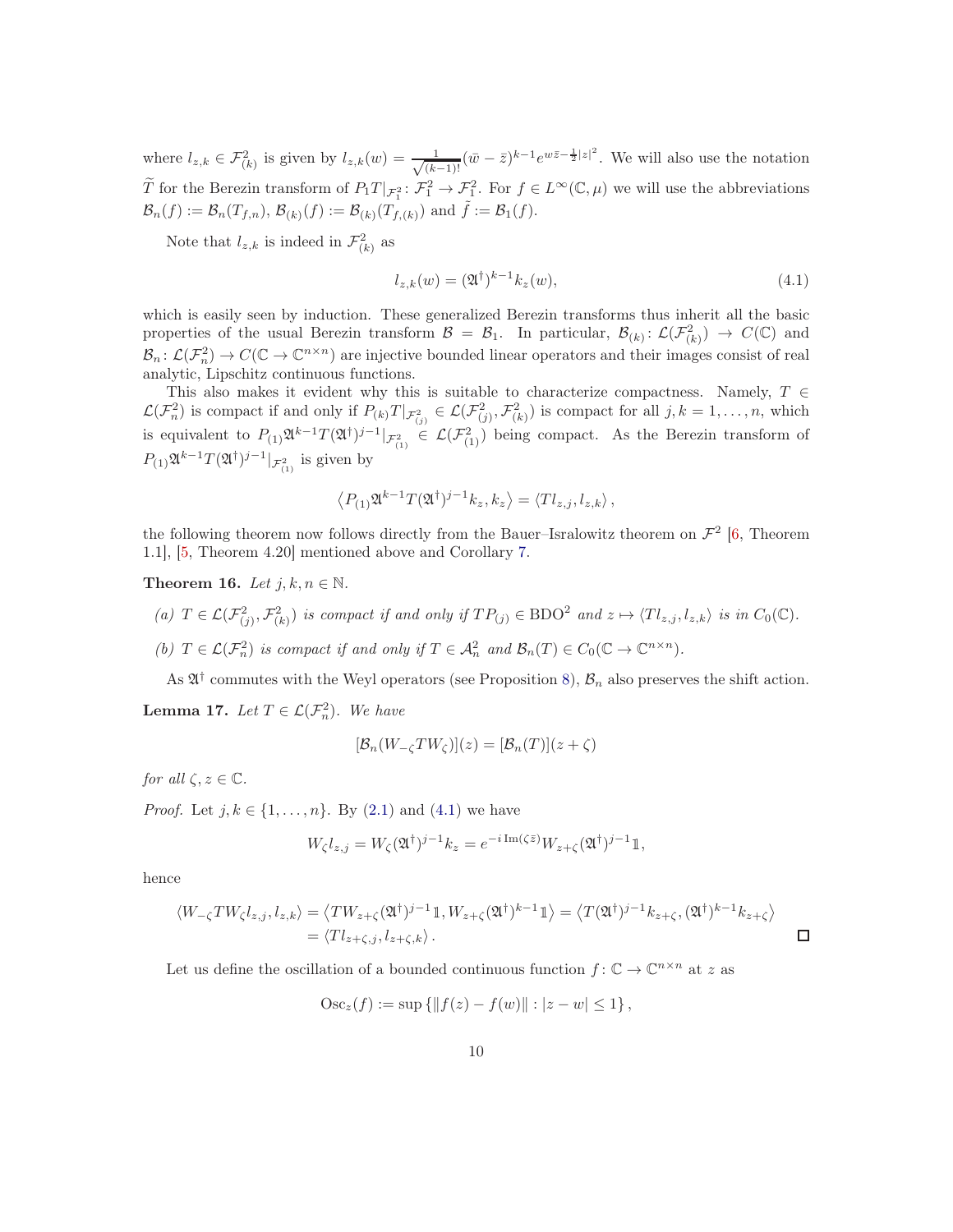where $l_{z,k} \in \mathcal{F}^2_{(k)}$ is given by $l_{z,k}(w) = \frac{1}{\sqrt{(k-1)!}}(\bar{w} - \bar{z})^{k-1} e^{w\bar{z} - \frac{1}{2}|z|^2}$. We will also use the notation $\widetilde{T}$ for the Berezin transform of $P_1 T|_{\mathcal{F}^2_1} : \mathcal{F}^2_1 \to \mathcal{F}^2_1$. For $f \in L^\infty(\mathbb{C}, \mu)$ we will use the abbreviations $\mathcal{B}_n(f) := \mathcal{B}_n(T_{f,n})$, $\mathcal{B}_{(k)}(f) := \mathcal{B}_{(k)}(T_{f,(k)})$ and $\tilde{f} := \mathcal{B}_1(f)$.

Note that $l_{z,k}$ is indeed in $\mathcal{F}^2_{(k)}$ as

$$l_{z,k}(w) = (\mathfrak{A}^\dagger)^{k-1} k_z(w), \tag{4.1}$$

which is easily seen by induction. These generalized Berezin transforms thus inherit all the basic properties of the usual Berezin transform $\mathcal{B} = \mathcal{B}_1$. In particular, $\mathcal{B}_{(k)} : \mathcal{L}(\mathcal{F}^2_{(k)}) \to C(\mathbb{C})$ and $\mathcal{B}_n : \mathcal{L}(\mathcal{F}^2_n) \to C(\mathbb{C} \to \mathbb{C}^{n \times n})$ are injective bounded linear operators and their images consist of real analytic, Lipschitz continuous functions.

This also makes it evident why this is suitable to characterize compactness. Namely, $T \in \mathcal{L}(\mathcal{F}^2_n)$ is compact if and only if $P_{(k)} T|_{\mathcal{F}^2_{(j)}} \in \mathcal{L}(\mathcal{F}^2_{(j)}, \mathcal{F}^2_{(k)})$ is compact for all $j, k = 1, \ldots, n$, which is equivalent to $P_{(1)} \mathfrak{A}^{k-1} T (\mathfrak{A}^\dagger)^{j-1}|_{\mathcal{F}^2_{(1)}} \in \mathcal{L}(\mathcal{F}^2_{(1)})$ being compact. As the Berezin transform of $P_{(1)} \mathfrak{A}^{k-1} T (\mathfrak{A}^\dagger)^{j-1}|_{\mathcal{F}^2_{(1)}}$ is given by

$$\left\langle P_{(1)} \mathfrak{A}^{k-1} T (\mathfrak{A}^\dagger)^{j-1} k_z, k_z \right\rangle = \left\langle T l_{z,j}, l_{z,k} \right\rangle,$$

the following theorem now follows directly from the Bauer–Isralowitz theorem on $\mathcal{F}^2$ [6, Theorem 1.1], [5, Theorem 4.20] mentioned above and Corollary 7.

**Theorem 16.** *Let $j, k, n \in \mathbb{N}$.*

*(a) $T \in \mathcal{L}(\mathcal{F}^2_{(j)}, \mathcal{F}^2_{(k)})$ is compact if and only if $T P_{(j)} \in \mathrm{BDO}^2$ and $z \mapsto \langle T l_{z,j}, l_{z,k} \rangle$ is in $C_0(\mathbb{C})$.*

*(b) $T \in \mathcal{L}(\mathcal{F}^2_n)$ is compact if and only if $T \in \mathcal{A}^2_n$ and $\mathcal{B}_n(T) \in C_0(\mathbb{C} \to \mathbb{C}^{n \times n})$.*

As $\mathfrak{A}^\dagger$ commutes with the Weyl operators (see Proposition 8), $\mathcal{B}_n$ also preserves the shift action.

**Lemma 17.** *Let $T \in \mathcal{L}(\mathcal{F}^2_n)$. We have*

$$[\mathcal{B}_n(W_{-\zeta} T W_\zeta)](z) = [\mathcal{B}_n(T)](z + \zeta)$$

*for all $\zeta, z \in \mathbb{C}$.*

*Proof.* Let $j, k \in \{1, \ldots, n\}$. By (2.1) and (4.1) we have

$$W_\zeta l_{z,j} = W_\zeta (\mathfrak{A}^\dagger)^{j-1} k_z = e^{-i \operatorname{Im}(\zeta \bar{z})} W_{z+\zeta} (\mathfrak{A}^\dagger)^{j-1} \mathbb{1},$$

hence

$$\begin{aligned}
\langle W_{-\zeta} T W_\zeta l_{z,j}, l_{z,k} \rangle &= \left\langle T W_{z+\zeta} (\mathfrak{A}^\dagger)^{j-1} \mathbb{1}, W_{z+\zeta} (\mathfrak{A}^\dagger)^{k-1} \mathbb{1} \right\rangle = \left\langle T (\mathfrak{A}^\dagger)^{j-1} k_{z+\zeta}, (\mathfrak{A}^\dagger)^{k-1} k_{z+\zeta} \right\rangle \\
&= \langle T l_{z+\zeta,j}, l_{z+\zeta,k} \rangle .
\end{aligned}$$

□

Let us define the oscillation of a bounded continuous function $f : \mathbb{C} \to \mathbb{C}^{n \times n}$ at $z$ as

$$\operatorname{Osc}_z(f) := \sup \{ \| f(z) - f(w) \| : |z - w| \leq 1 \},$$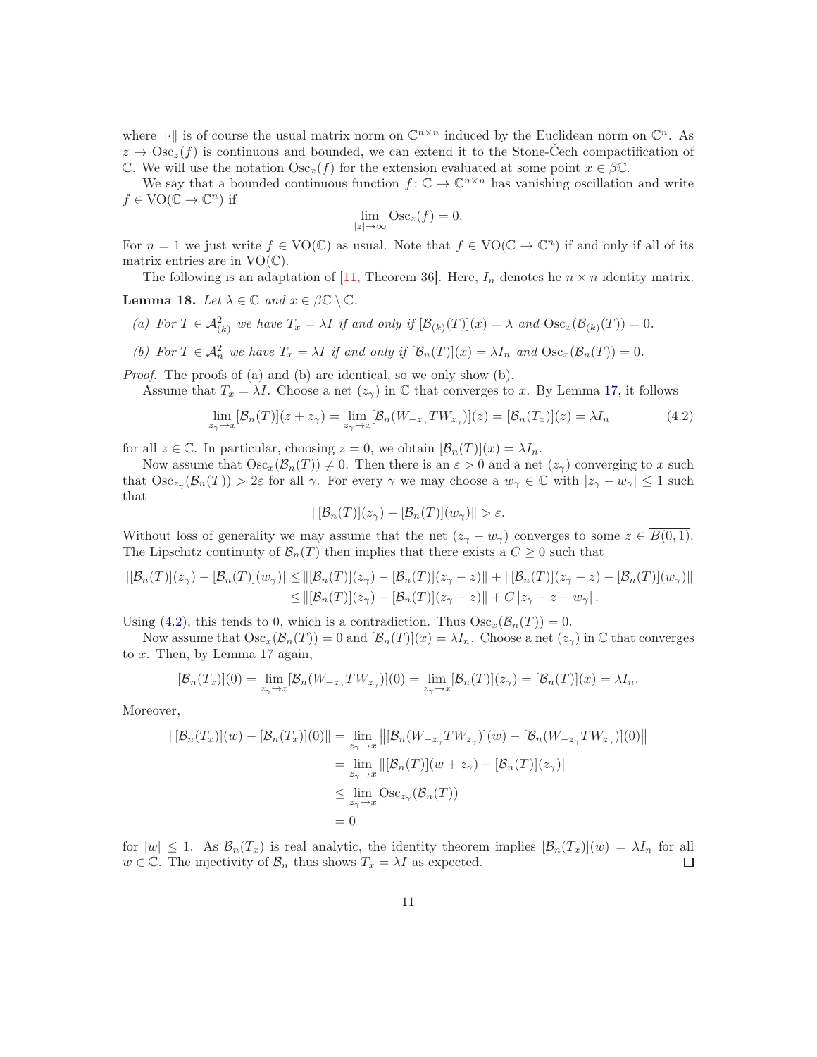where $\|\cdot\|$ is of course the usual matrix norm on $\mathbb{C}^{n\times n}$ induced by the Euclidean norm on $\mathbb{C}^n$. As $z \mapsto \operatorname{Osc}_z(f)$ is continuous and bounded, we can extend it to the Stone-Čech compactification of $\mathbb{C}$. We will use the notation $\operatorname{Osc}_x(f)$ for the extension evaluated at some point $x \in \beta\mathbb{C}$.

We say that a bounded continuous function $f\colon \mathbb{C} \to \mathbb{C}^{n\times n}$ has vanishing oscillation and write $f \in \operatorname{VO}(\mathbb{C} \to \mathbb{C}^n)$ if

$$\lim_{|z|\to\infty} \operatorname{Osc}_z(f) = 0.$$

For $n = 1$ we just write $f \in \operatorname{VO}(\mathbb{C})$ as usual. Note that $f \in \operatorname{VO}(\mathbb{C} \to \mathbb{C}^n)$ if and only if all of its matrix entries are in $\operatorname{VO}(\mathbb{C})$.

The following is an adaptation of [11, Theorem 36]. Here, $I_n$ denotes he $n \times n$ identity matrix.

**Lemma 18.** *Let $\lambda \in \mathbb{C}$ and $x \in \beta\mathbb{C} \setminus \mathbb{C}$.*

*(a) For $T \in \mathcal{A}^2_{(k)}$ we have $T_x = \lambda I$ if and only if $[\mathcal{B}_{(k)}(T)](x) = \lambda$ and $\operatorname{Osc}_x(\mathcal{B}_{(k)}(T)) = 0$.*

*(b) For $T \in \mathcal{A}^2_n$ we have $T_x = \lambda I$ if and only if $[\mathcal{B}_n(T)](x) = \lambda I_n$ and $\operatorname{Osc}_x(\mathcal{B}_n(T)) = 0$.*

*Proof.* The proofs of (a) and (b) are identical, so we only show (b).

Assume that $T_x = \lambda I$. Choose a net $(z_\gamma)$ in $\mathbb{C}$ that converges to $x$. By Lemma 17, it follows

$$\lim_{z_\gamma\to x}[\mathcal{B}_n(T)](z + z_\gamma) = \lim_{z_\gamma\to x}[\mathcal{B}_n(W_{-z_\gamma}TW_{z_\gamma})](z) = [\mathcal{B}_n(T_x)](z) = \lambda I_n \tag{4.2}$$

for all $z \in \mathbb{C}$. In particular, choosing $z = 0$, we obtain $[\mathcal{B}_n(T)](x) = \lambda I_n$.

Now assume that $\operatorname{Osc}_x(\mathcal{B}_n(T)) \neq 0$. Then there is an $\varepsilon > 0$ and a net $(z_\gamma)$ converging to $x$ such that $\operatorname{Osc}_{z_\gamma}(\mathcal{B}_n(T)) > 2\varepsilon$ for all $\gamma$. For every $\gamma$ we may choose a $w_\gamma \in \mathbb{C}$ with $|z_\gamma - w_\gamma| \leq 1$ such that

$$\|[\mathcal{B}_n(T)](z_\gamma) - [\mathcal{B}_n(T)](w_\gamma)\| > \varepsilon.$$

Without loss of generality we may assume that the net $(z_\gamma - w_\gamma)$ converges to some $z \in \overline{B(0,1)}$. The Lipschitz continuity of $\mathcal{B}_n(T)$ then implies that there exists a $C \geq 0$ such that

$$\begin{aligned}
\|[\mathcal{B}_n(T)](z_\gamma) - [\mathcal{B}_n(T)](w_\gamma)\| &\leq \|[\mathcal{B}_n(T)](z_\gamma) - [\mathcal{B}_n(T)](z_\gamma - z)\| + \|[\mathcal{B}_n(T)](z_\gamma - z) - [\mathcal{B}_n(T)](w_\gamma)\| \\
&\leq \|[\mathcal{B}_n(T)](z_\gamma) - [\mathcal{B}_n(T)](z_\gamma - z)\| + C\,|z_\gamma - z - w_\gamma|\,.
\end{aligned}$$

Using (4.2), this tends to 0, which is a contradiction. Thus $\operatorname{Osc}_x(\mathcal{B}_n(T)) = 0$.

Now assume that $\operatorname{Osc}_x(\mathcal{B}_n(T)) = 0$ and $[\mathcal{B}_n(T)](x) = \lambda I_n$. Choose a net $(z_\gamma)$ in $\mathbb{C}$ that converges to $x$. Then, by Lemma 17 again,

$$[\mathcal{B}_n(T_x)](0) = \lim_{z_\gamma\to x}[\mathcal{B}_n(W_{-z_\gamma}TW_{z_\gamma})](0) = \lim_{z_\gamma\to x}[\mathcal{B}_n(T)](z_\gamma) = [\mathcal{B}_n(T)](x) = \lambda I_n.$$

Moreover,

$$\begin{aligned}
\|[\mathcal{B}_n(T_x)](w) - [\mathcal{B}_n(T_x)](0)\| &= \lim_{z_\gamma\to x}\left\|[\mathcal{B}_n(W_{-z_\gamma}TW_{z_\gamma})](w) - [\mathcal{B}_n(W_{-z_\gamma}TW_{z_\gamma})](0)\right\| \\
&= \lim_{z_\gamma\to x}\|[\mathcal{B}_n(T)](w + z_\gamma) - [\mathcal{B}_n(T)](z_\gamma)\| \\
&\leq \lim_{z_\gamma\to x}\operatorname{Osc}_{z_\gamma}(\mathcal{B}_n(T)) \\
&= 0
\end{aligned}$$

for $|w| \leq 1$. As $\mathcal{B}_n(T_x)$ is real analytic, the identity theorem implies $[\mathcal{B}_n(T_x)](w) = \lambda I_n$ for all $w \in \mathbb{C}$. The injectivity of $\mathcal{B}_n$ thus shows $T_x = \lambda I$ as expected. ∎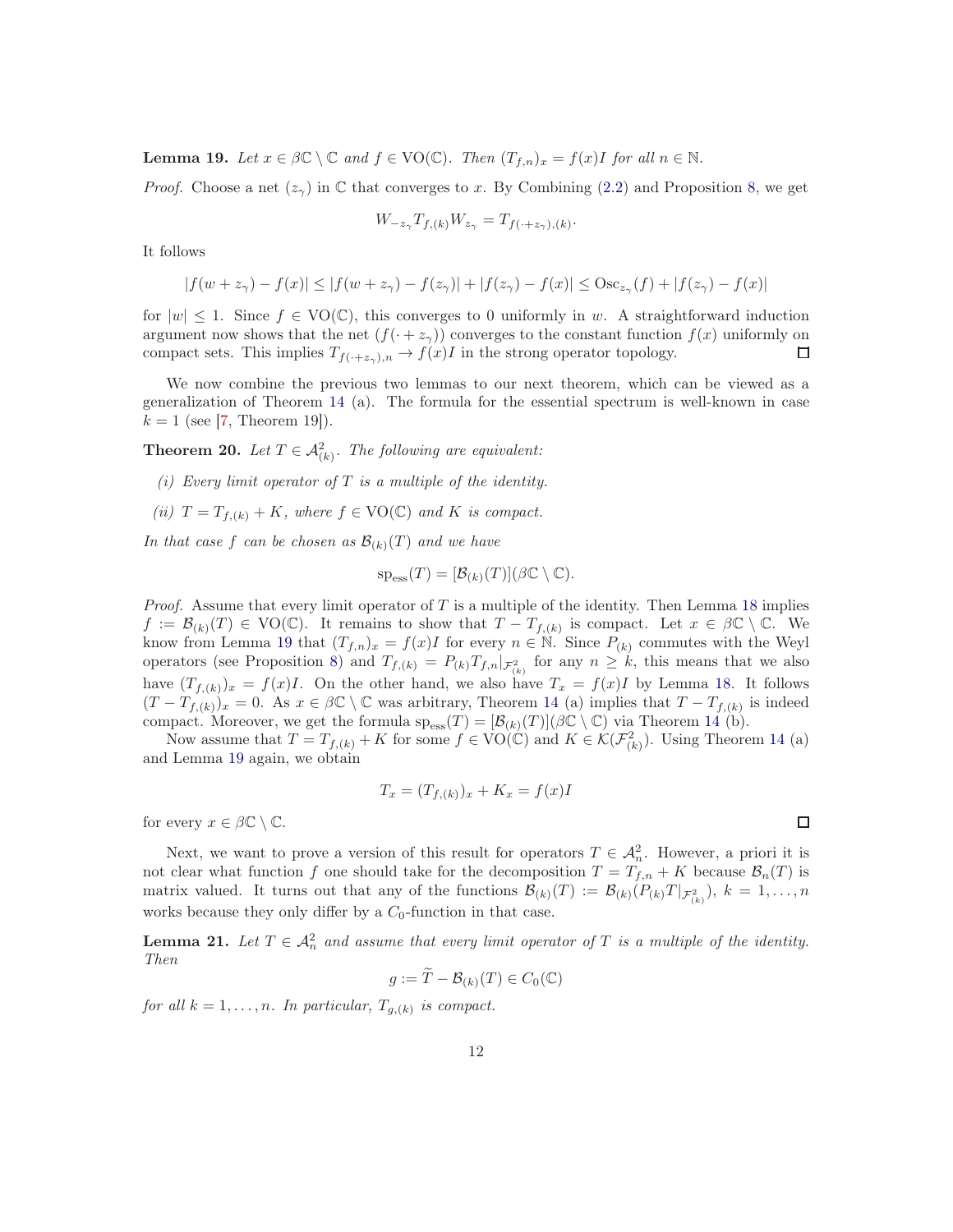**Lemma 19.** *Let $x \in \beta\mathbb{C} \setminus \mathbb{C}$ and $f \in \mathrm{VO}(\mathbb{C})$. Then $(T_{f,n})_x = f(x)I$ for all $n \in \mathbb{N}$.*

*Proof.* Choose a net $(z_\gamma)$ in $\mathbb{C}$ that converges to $x$. By Combining (2.2) and Proposition 8, we get

$$W_{-z_\gamma} T_{f,(k)} W_{z_\gamma} = T_{f(\cdot + z_\gamma),(k)}.$$

It follows

$$|f(w + z_\gamma) - f(x)| \leq |f(w + z_\gamma) - f(z_\gamma)| + |f(z_\gamma) - f(x)| \leq \mathrm{Osc}_{z_\gamma}(f) + |f(z_\gamma) - f(x)|$$

for $|w| \leq 1$. Since $f \in \mathrm{VO}(\mathbb{C})$, this converges to 0 uniformly in $w$. A straightforward induction argument now shows that the net $(f(\cdot + z_\gamma))$ converges to the constant function $f(x)$ uniformly on compact sets. This implies $T_{f(\cdot+z_\gamma),n} \to f(x)I$ in the strong operator topology. $\square$

We now combine the previous two lemmas to our next theorem, which can be viewed as a generalization of Theorem 14 (a). The formula for the essential spectrum is well-known in case $k = 1$ (see [7, Theorem 19]).

**Theorem 20.** *Let $T \in \mathcal{A}^2_{(k)}$. The following are equivalent:*

*(i) Every limit operator of $T$ is a multiple of the identity.*

*(ii) $T = T_{f,(k)} + K$, where $f \in \mathrm{VO}(\mathbb{C})$ and $K$ is compact.*

*In that case $f$ can be chosen as $\mathcal{B}_{(k)}(T)$ and we have*

$$\mathrm{sp_{ess}}(T) = [\mathcal{B}_{(k)}(T)](\beta\mathbb{C} \setminus \mathbb{C}).$$

*Proof.* Assume that every limit operator of $T$ is a multiple of the identity. Then Lemma 18 implies $f := \mathcal{B}_{(k)}(T) \in \mathrm{VO}(\mathbb{C})$. It remains to show that $T - T_{f,(k)}$ is compact. Let $x \in \beta\mathbb{C} \setminus \mathbb{C}$. We know from Lemma 19 that $(T_{f,n})_x = f(x)I$ for every $n \in \mathbb{N}$. Since $P_{(k)}$ commutes with the Weyl operators (see Proposition 8) and $T_{f,(k)} = P_{(k)} T_{f,n}|_{\mathcal{F}^2_{(k)}}$ for any $n \geq k$, this means that we also have $(T_{f,(k)})_x = f(x)I$. On the other hand, we also have $T_x = f(x)I$ by Lemma 18. It follows $(T - T_{f,(k)})_x = 0$. As $x \in \beta\mathbb{C} \setminus \mathbb{C}$ was arbitrary, Theorem 14 (a) implies that $T - T_{f,(k)}$ is indeed compact. Moreover, we get the formula $\mathrm{sp_{ess}}(T) = [\mathcal{B}_{(k)}(T)](\beta\mathbb{C} \setminus \mathbb{C})$ via Theorem 14 (b).

Now assume that $T = T_{f,(k)} + K$ for some $f \in \mathrm{VO}(\mathbb{C})$ and $K \in \mathcal{K}(\mathcal{F}^2_{(k)})$. Using Theorem 14 (a) and Lemma 19 again, we obtain

$$T_x = (T_{f,(k)})_x + K_x = f(x)I$$

for every $x \in \beta\mathbb{C} \setminus \mathbb{C}$. $\square$

Next, we want to prove a version of this result for operators $T \in \mathcal{A}^2_n$. However, a priori it is not clear what function $f$ one should take for the decomposition $T = T_{f,n} + K$ because $\mathcal{B}_n(T)$ is matrix valued. It turns out that any of the functions $\mathcal{B}_{(k)}(T) := \mathcal{B}_{(k)}(P_{(k)} T|_{\mathcal{F}^2_{(k)}})$, $k = 1, \ldots, n$ works because they only differ by a $C_0$-function in that case.

**Lemma 21.** *Let $T \in \mathcal{A}^2_n$ and assume that every limit operator of $T$ is a multiple of the identity. Then*

$$g := \widetilde{T} - \mathcal{B}_{(k)}(T) \in C_0(\mathbb{C})$$

*for all $k = 1, \ldots, n$. In particular, $T_{g,(k)}$ is compact.*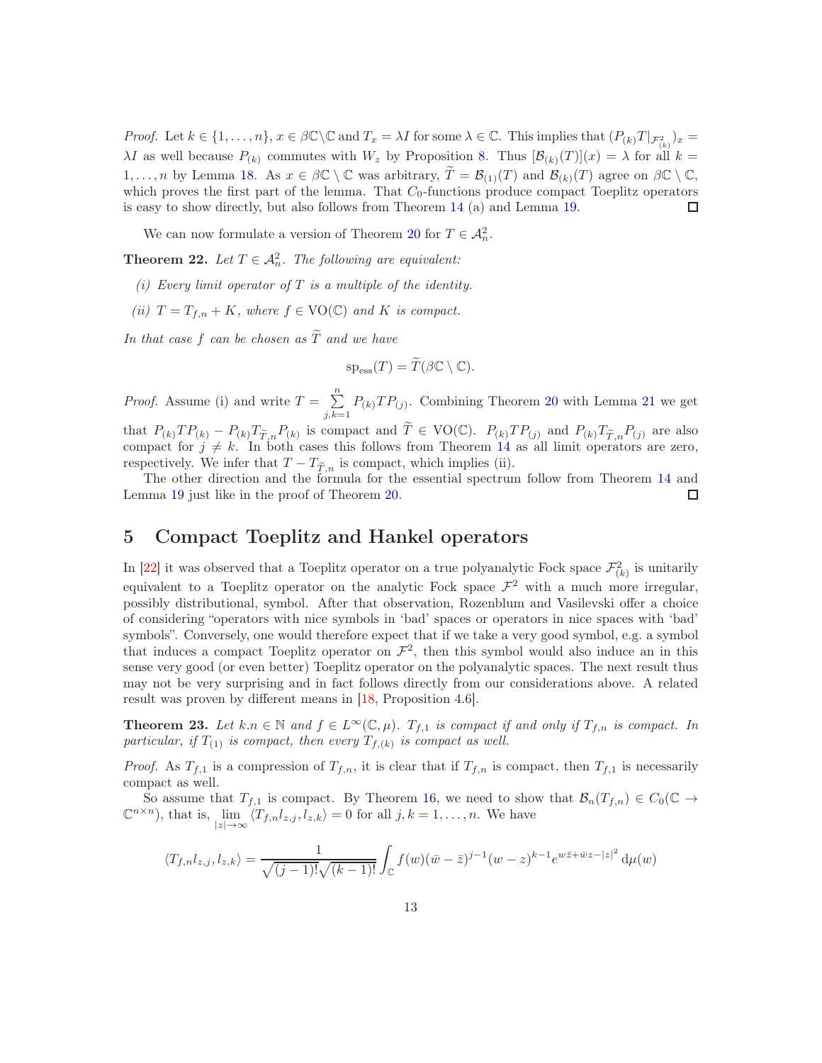*Proof.* Let $k \in \{1, \dots, n\}$, $x \in \beta\mathbb{C} \setminus \mathbb{C}$ and $T_x = \lambda I$ for some $\lambda \in \mathbb{C}$. This implies that $(P_{(k)} T|_{\mathcal{F}^2_{(k)}})_x = \lambda I$ as well because $P_{(k)}$ commutes with $W_z$ by Proposition 8. Thus $[\mathcal{B}_{(k)}(T)](x) = \lambda$ for all $k = 1, \dots, n$ by Lemma 18. As $x \in \beta\mathbb{C} \setminus \mathbb{C}$ was arbitrary, $\widetilde{T} = \mathcal{B}_{(1)}(T)$ and $\mathcal{B}_{(k)}(T)$ agree on $\beta\mathbb{C} \setminus \mathbb{C}$, which proves the first part of the lemma. That $C_0$-functions produce compact Toeplitz operators is easy to show directly, but also follows from Theorem 14 (a) and Lemma 19. ◻

We can now formulate a version of Theorem 20 for $T \in \mathcal{A}^2_n$.

**Theorem 22.** *Let $T \in \mathcal{A}^2_n$. The following are equivalent:*

*(i) Every limit operator of $T$ is a multiple of the identity.*

*(ii) $T = T_{f,n} + K$, where $f \in \mathrm{VO}(\mathbb{C})$ and $K$ is compact.*

*In that case $f$ can be chosen as $\widetilde{T}$ and we have*

$$\mathrm{sp_{ess}}(T) = \widetilde{T}(\beta\mathbb{C} \setminus \mathbb{C}).$$

*Proof.* Assume (i) and write $T = \sum\limits_{j,k=1}^{n} P_{(k)} T P_{(j)}$. Combining Theorem 20 with Lemma 21 we get that $P_{(k)} T P_{(k)} - P_{(k)} T_{\widetilde{T},n} P_{(k)}$ is compact and $\widetilde{T} \in \mathrm{VO}(\mathbb{C})$. $P_{(k)} T P_{(j)}$ and $P_{(k)} T_{\widetilde{T},n} P_{(j)}$ are also compact for $j \neq k$. In both cases this follows from Theorem 14 as all limit operators are zero, respectively. We infer that $T - T_{\widetilde{T},n}$ is compact, which implies (ii).

The other direction and the formula for the essential spectrum follow from Theorem 14 and Lemma 19 just like in the proof of Theorem 20. ◻

# 5 Compact Toeplitz and Hankel operators

In [22] it was observed that a Toeplitz operator on a true polyanalytic Fock space $\mathcal{F}^2_{(k)}$ is unitarily equivalent to a Toeplitz operator on the analytic Fock space $\mathcal{F}^2$ with a much more irregular, possibly distributional, symbol. After that observation, Rozenblum and Vasilevski offer a choice of considering "operators with nice symbols in 'bad' spaces or operators in nice spaces with 'bad' symbols". Conversely, one would therefore expect that if we take a very good symbol, e.g. a symbol that induces a compact Toeplitz operator on $\mathcal{F}^2$, then this symbol would also induce an in this sense very good (or even better) Toeplitz operator on the polyanalytic spaces. The next result thus may not be very surprising and in fact follows directly from our considerations above. A related result was proven by different means in [18, Proposition 4.6].

**Theorem 23.** *Let $k.n \in \mathbb{N}$ and $f \in L^\infty(\mathbb{C}, \mu)$. $T_{f,1}$ is compact if and only if $T_{f,n}$ is compact. In particular, if $T_{(1)}$ is compact, then every $T_{f,(k)}$ is compact as well.*

*Proof.* As $T_{f,1}$ is a compression of $T_{f,n}$, it is clear that if $T_{f,n}$ is compact, then $T_{f,1}$ is necessarily compact as well.

So assume that $T_{f,1}$ is compact. By Theorem 16, we need to show that $\mathcal{B}_n(T_{f,n}) \in C_0(\mathbb{C} \to \mathbb{C}^{n \times n})$, that is, $\lim\limits_{|z| \to \infty} \langle T_{f,n} l_{z,j}, l_{z,k} \rangle = 0$ for all $j, k = 1, \dots, n$. We have

$$\langle T_{f,n} l_{z,j}, l_{z,k} \rangle = \frac{1}{\sqrt{(j-1)!}\sqrt{(k-1)!}} \int_{\mathbb{C}} f(w)(\bar{w} - \bar{z})^{j-1}(w - z)^{k-1} e^{w\bar{z} + \bar{w}z - |z|^2} \, \mathrm{d}\mu(w)$$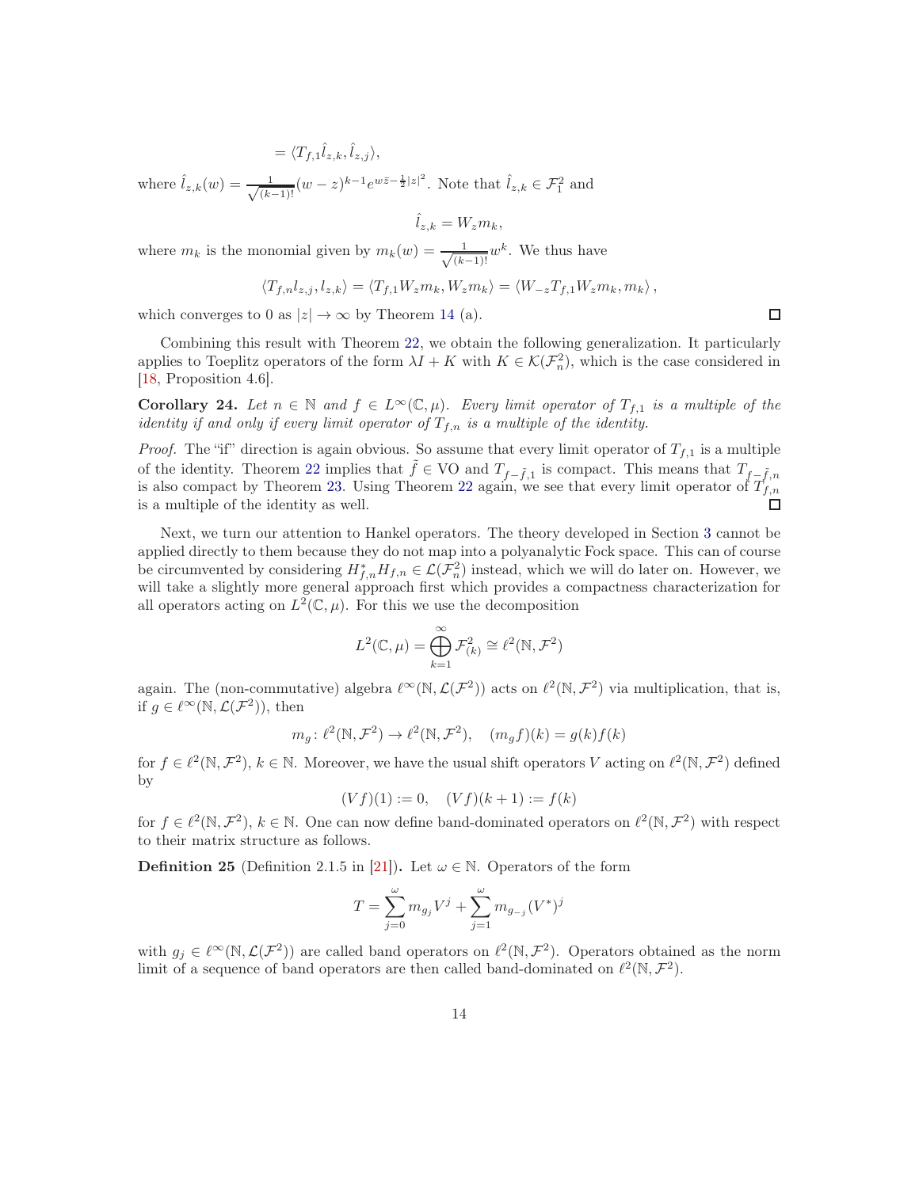$$= \langle T_{f,1}\hat{l}_{z,k}, \hat{l}_{z,j}\rangle,$$

where $\hat{l}_{z,k}(w) = \frac{1}{\sqrt{(k-1)!}}(w-z)^{k-1}e^{w\bar{z}-\frac{1}{2}|z|^2}$. Note that $\hat{l}_{z,k} \in \mathcal{F}_1^2$ and

$$\hat{l}_{z,k} = W_z m_k,$$

where $m_k$ is the monomial given by $m_k(w) = \frac{1}{\sqrt{(k-1)!}}w^k$. We thus have

$$\langle T_{f,n}l_{z,j}, l_{z,k}\rangle = \langle T_{f,1}W_z m_k, W_z m_k\rangle = \langle W_{-z}T_{f,1}W_z m_k, m_k\rangle\,,$$

which converges to 0 as $|z| \to \infty$ by Theorem 14 (a). $\square$

Combining this result with Theorem 22, we obtain the following generalization. It particularly applies to Toeplitz operators of the form $\lambda I + K$ with $K \in \mathcal{K}(\mathcal{F}_n^2)$, which is the case considered in [18, Proposition 4.6].

**Corollary 24.** *Let $n \in \mathbb{N}$ and $f \in L^\infty(\mathbb{C}, \mu)$. Every limit operator of $T_{f,1}$ is a multiple of the identity if and only if every limit operator of $T_{f,n}$ is a multiple of the identity.*

*Proof.* The "if" direction is again obvious. So assume that every limit operator of $T_{f,1}$ is a multiple of the identity. Theorem 22 implies that $\tilde{f} \in \mathrm{VO}$ and $T_{f-\tilde{f},1}$ is compact. This means that $T_{f-\tilde{f},n}$ is also compact by Theorem 23. Using Theorem 22 again, we see that every limit operator of $T_{f,n}$ is a multiple of the identity as well. $\square$

Next, we turn our attention to Hankel operators. The theory developed in Section 3 cannot be applied directly to them because they do not map into a polyanalytic Fock space. This can of course be circumvented by considering $H_{f,n}^* H_{f,n} \in \mathcal{L}(\mathcal{F}_n^2)$ instead, which we will do later on. However, we will take a slightly more general approach first which provides a compactness characterization for all operators acting on $L^2(\mathbb{C}, \mu)$. For this we use the decomposition

$$L^2(\mathbb{C}, \mu) = \bigoplus_{k=1}^{\infty} \mathcal{F}_{(k)}^2 \cong \ell^2(\mathbb{N}, \mathcal{F}^2)$$

again. The (non-commutative) algebra $\ell^\infty(\mathbb{N}, \mathcal{L}(\mathcal{F}^2))$ acts on $\ell^2(\mathbb{N}, \mathcal{F}^2)$ via multiplication, that is, if $g \in \ell^\infty(\mathbb{N}, \mathcal{L}(\mathcal{F}^2))$, then

$$m_g \colon \ell^2(\mathbb{N}, \mathcal{F}^2) \to \ell^2(\mathbb{N}, \mathcal{F}^2), \quad (m_g f)(k) = g(k)f(k)$$

for $f \in \ell^2(\mathbb{N}, \mathcal{F}^2)$, $k \in \mathbb{N}$. Moreover, we have the usual shift operators $V$ acting on $\ell^2(\mathbb{N}, \mathcal{F}^2)$ defined by

$$(Vf)(1) := 0, \quad (Vf)(k+1) := f(k)$$

for $f \in \ell^2(\mathbb{N}, \mathcal{F}^2)$, $k \in \mathbb{N}$. One can now define band-dominated operators on $\ell^2(\mathbb{N}, \mathcal{F}^2)$ with respect to their matrix structure as follows.

**Definition 25** (Definition 2.1.5 in [21])**.** Let $\omega \in \mathbb{N}$. Operators of the form

$$T = \sum_{j=0}^{\omega} m_{g_j} V^j + \sum_{j=1}^{\omega} m_{g_{-j}} (V^*)^j$$

with $g_j \in \ell^\infty(\mathbb{N}, \mathcal{L}(\mathcal{F}^2))$ are called band operators on $\ell^2(\mathbb{N}, \mathcal{F}^2)$. Operators obtained as the norm limit of a sequence of band operators are then called band-dominated on $\ell^2(\mathbb{N}, \mathcal{F}^2)$.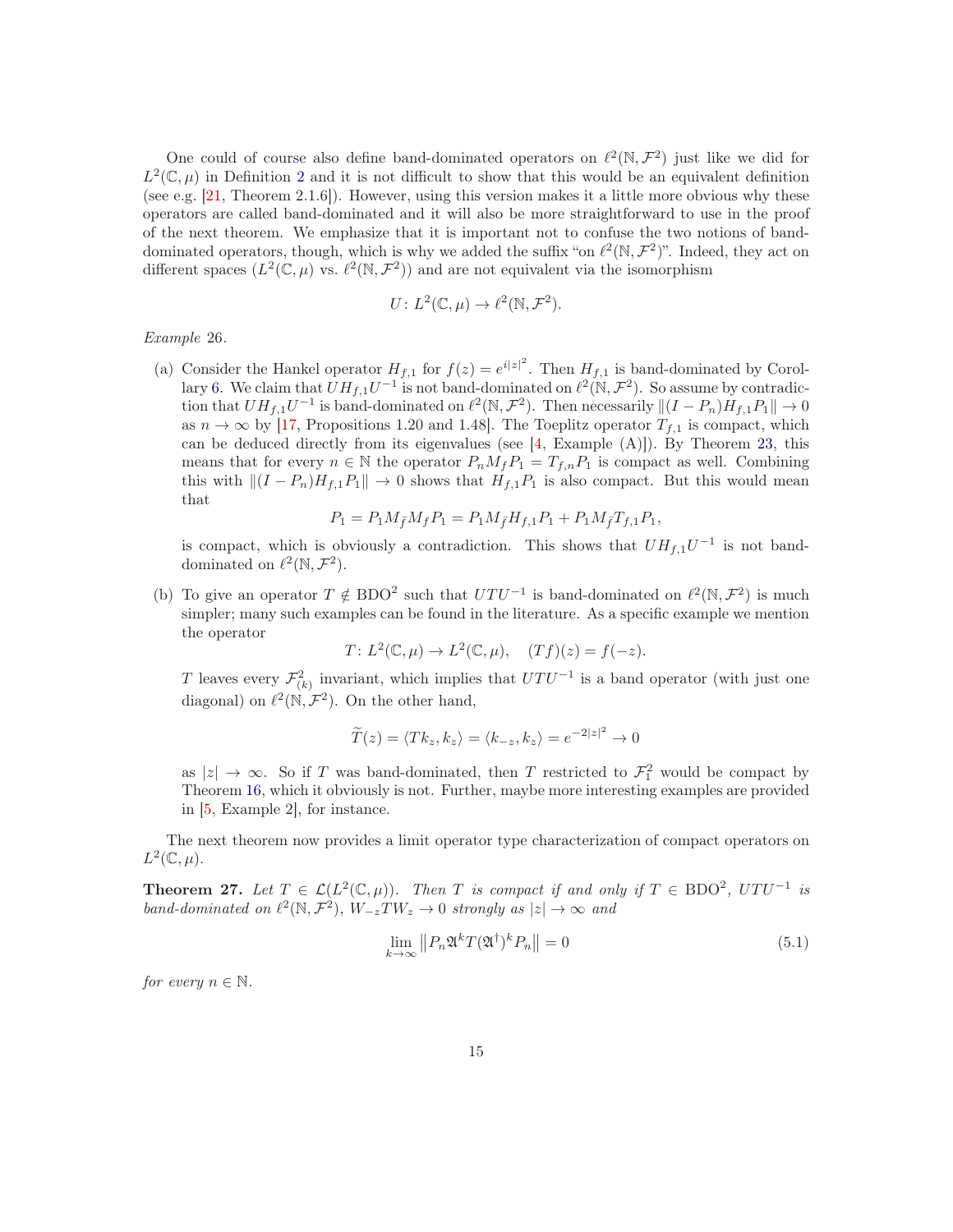One could of course also define band-dominated operators on $\ell^2(\mathbb{N}, \mathcal{F}^2)$ just like we did for $L^2(\mathbb{C}, \mu)$ in Definition 2 and it is not difficult to show that this would be an equivalent definition (see e.g. [21, Theorem 2.1.6]). However, using this version makes it a little more obvious why these operators are called band-dominated and it will also be more straightforward to use in the proof of the next theorem. We emphasize that it is important not to confuse the two notions of band-dominated operators, though, which is why we added the suffix "on $\ell^2(\mathbb{N}, \mathcal{F}^2)$". Indeed, they act on different spaces ($L^2(\mathbb{C}, \mu)$ vs. $\ell^2(\mathbb{N}, \mathcal{F}^2)$) and are not equivalent via the isomorphism

$$U\colon L^2(\mathbb{C}, \mu) \to \ell^2(\mathbb{N}, \mathcal{F}^2).$$

*Example* 26.

(a) Consider the Hankel operator $H_{f,1}$ for $f(z) = e^{i|z|^2}$. Then $H_{f,1}$ is band-dominated by Corollary 6. We claim that $UH_{f,1}U^{-1}$ is not band-dominated on $\ell^2(\mathbb{N}, \mathcal{F}^2)$. So assume by contradiction that $UH_{f,1}U^{-1}$ is band-dominated on $\ell^2(\mathbb{N}, \mathcal{F}^2)$. Then necessarily $\|(I - P_n)H_{f,1}P_1\| \to 0$ as $n \to \infty$ by [17, Propositions 1.20 and 1.48]. The Toeplitz operator $T_{f,1}$ is compact, which can be deduced directly from its eigenvalues (see [4, Example (A)]). By Theorem 23, this means that for every $n \in \mathbb{N}$ the operator $P_n M_f P_1 = T_{f,n} P_1$ is compact as well. Combining this with $\|(I - P_n)H_{f,1}P_1\| \to 0$ shows that $H_{f,1}P_1$ is also compact. But this would mean that

$$P_1 = P_1 M_{\bar{f}} M_f P_1 = P_1 M_{\bar{f}} H_{f,1} P_1 + P_1 M_{\bar{f}} T_{f,1} P_1,$$

is compact, which is obviously a contradiction. This shows that $UH_{f,1}U^{-1}$ is not band-dominated on $\ell^2(\mathbb{N}, \mathcal{F}^2)$.

(b) To give an operator $T \notin \mathrm{BDO}^2$ such that $UTU^{-1}$ is band-dominated on $\ell^2(\mathbb{N}, \mathcal{F}^2)$ is much simpler; many such examples can be found in the literature. As a specific example we mention the operator

$$T\colon L^2(\mathbb{C}, \mu) \to L^2(\mathbb{C}, \mu), \quad (Tf)(z) = f(-z).$$

$T$ leaves every $\mathcal{F}^2_{(k)}$ invariant, which implies that $UTU^{-1}$ is a band operator (with just one diagonal) on $\ell^2(\mathbb{N}, \mathcal{F}^2)$. On the other hand,

$$\widetilde{T}(z) = \langle Tk_z, k_z \rangle = \langle k_{-z}, k_z \rangle = e^{-2|z|^2} \to 0$$

as $|z| \to \infty$. So if $T$ was band-dominated, then $T$ restricted to $\mathcal{F}^2_1$ would be compact by Theorem 16, which it obviously is not. Further, maybe more interesting examples are provided in [5, Example 2], for instance.

The next theorem now provides a limit operator type characterization of compact operators on $L^2(\mathbb{C}, \mu)$.

**Theorem 27.** *Let $T \in \mathcal{L}(L^2(\mathbb{C}, \mu))$. Then $T$ is compact if and only if $T \in \mathrm{BDO}^2$, $UTU^{-1}$ is band-dominated on $\ell^2(\mathbb{N}, \mathcal{F}^2)$, $W_{-z}TW_z \to 0$ strongly as $|z| \to \infty$ and*

$$\lim_{k \to \infty} \left\| P_n \mathfrak{A}^k T (\mathfrak{A}^\dagger)^k P_n \right\| = 0 \tag{5.1}$$

*for every $n \in \mathbb{N}$.*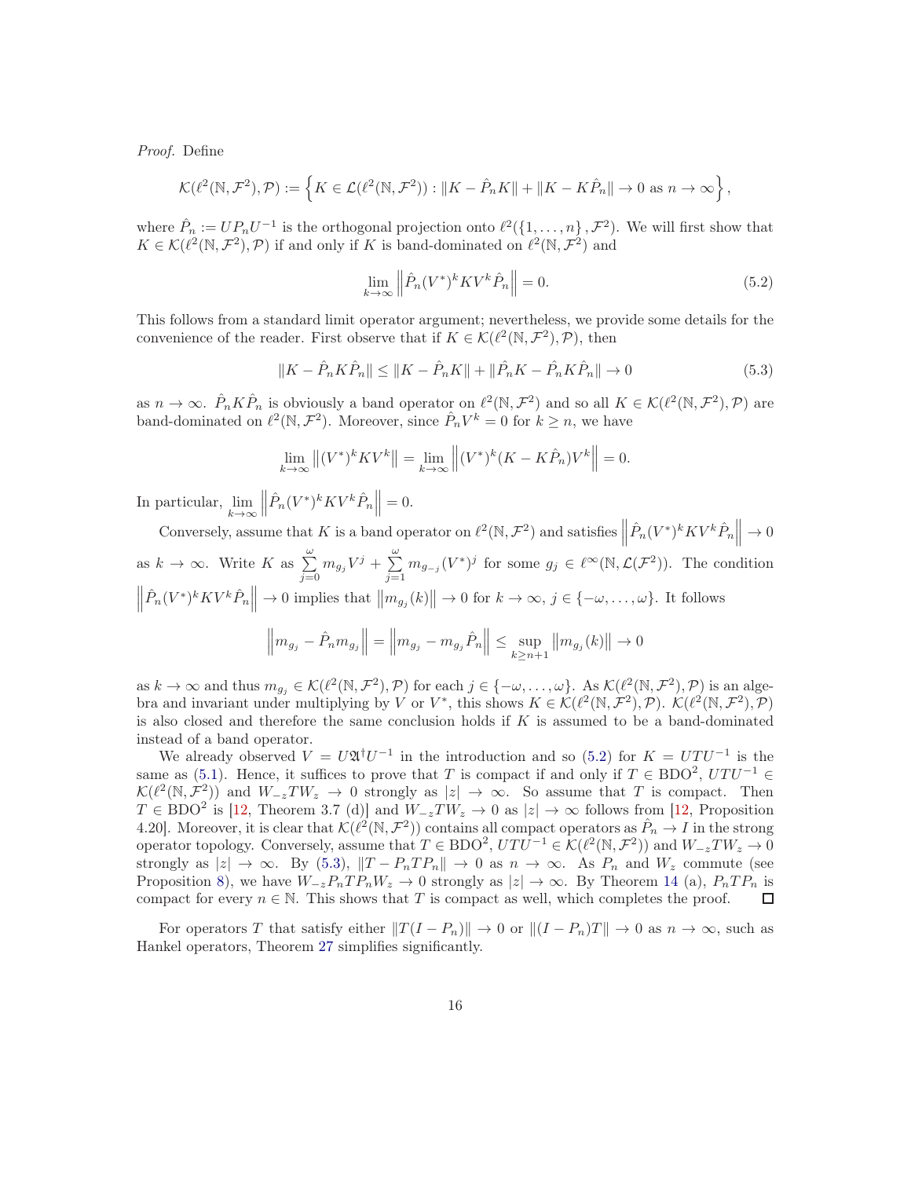*Proof.* Define

$$\mathcal{K}(\ell^2(\mathbb{N}, \mathcal{F}^2), \mathcal{P}) := \left\{ K \in \mathcal{L}(\ell^2(\mathbb{N}, \mathcal{F}^2)) : \|K - \hat{P}_n K\| + \|K - K\hat{P}_n\| \to 0 \text{ as } n \to \infty \right\},$$

where $\hat{P}_n := UP_nU^{-1}$ is the orthogonal projection onto $\ell^2(\{1, \dots, n\}, \mathcal{F}^2)$. We will first show that $K \in \mathcal{K}(\ell^2(\mathbb{N}, \mathcal{F}^2), \mathcal{P})$ if and only if $K$ is band-dominated on $\ell^2(\mathbb{N}, \mathcal{F}^2)$ and

$$\lim_{k \to \infty} \left\| \hat{P}_n (V^*)^k K V^k \hat{P}_n \right\| = 0. \tag{5.2}$$

This follows from a standard limit operator argument; nevertheless, we provide some details for the convenience of the reader. First observe that if $K \in \mathcal{K}(\ell^2(\mathbb{N}, \mathcal{F}^2), \mathcal{P})$, then

$$\|K - \hat{P}_n K \hat{P}_n\| \leq \|K - \hat{P}_n K\| + \|\hat{P}_n K - \hat{P}_n K \hat{P}_n\| \to 0 \tag{5.3}$$

as $n \to \infty$. $\hat{P}_n K \hat{P}_n$ is obviously a band operator on $\ell^2(\mathbb{N}, \mathcal{F}^2)$ and so all $K \in \mathcal{K}(\ell^2(\mathbb{N}, \mathcal{F}^2), \mathcal{P})$ are band-dominated on $\ell^2(\mathbb{N}, \mathcal{F}^2)$. Moreover, since $\hat{P}_n V^k = 0$ for $k \geq n$, we have

$$\lim_{k \to \infty} \left\| (V^*)^k K V^k \right\| = \lim_{k \to \infty} \left\| (V^*)^k (K - K\hat{P}_n) V^k \right\| = 0.$$

In particular, $\lim\limits_{k \to \infty} \left\| \hat{P}_n (V^*)^k K V^k \hat{P}_n \right\| = 0$.

Conversely, assume that $K$ is a band operator on $\ell^2(\mathbb{N}, \mathcal{F}^2)$ and satisfies $\left\| \hat{P}_n (V^*)^k K V^k \hat{P}_n \right\| \to 0$ as $k \to \infty$. Write $K$ as $\sum\limits_{j=0}^{\omega} m_{g_j} V^j + \sum\limits_{j=1}^{\omega} m_{g_{-j}} (V^*)^j$ for some $g_j \in \ell^\infty(\mathbb{N}, \mathcal{L}(\mathcal{F}^2))$. The condition $\left\| \hat{P}_n (V^*)^k K V^k \hat{P}_n \right\| \to 0$ implies that $\left\| m_{g_j}(k) \right\| \to 0$ for $k \to \infty$, $j \in \{-\omega, \dots, \omega\}$. It follows

$$\left\| m_{g_j} - \hat{P}_n m_{g_j} \right\| = \left\| m_{g_j} - m_{g_j} \hat{P}_n \right\| \leq \sup_{k \geq n+1} \left\| m_{g_j}(k) \right\| \to 0$$

as $k \to \infty$ and thus $m_{g_j} \in \mathcal{K}(\ell^2(\mathbb{N}, \mathcal{F}^2), \mathcal{P})$ for each $j \in \{-\omega, \dots, \omega\}$. As $\mathcal{K}(\ell^2(\mathbb{N}, \mathcal{F}^2), \mathcal{P})$ is an algebra and invariant under multiplying by $V$ or $V^*$, this shows $K \in \mathcal{K}(\ell^2(\mathbb{N}, \mathcal{F}^2), \mathcal{P})$. $\mathcal{K}(\ell^2(\mathbb{N}, \mathcal{F}^2), \mathcal{P})$ is also closed and therefore the same conclusion holds if $K$ is assumed to be a band-dominated instead of a band operator.

We already observed $V = U\mathfrak{A}^\dagger U^{-1}$ in the introduction and so (5.2) for $K = UTU^{-1}$ is the same as (5.1). Hence, it suffices to prove that $T$ is compact if and only if $T \in \mathrm{BDO}^2$, $UTU^{-1} \in \mathcal{K}(\ell^2(\mathbb{N}, \mathcal{F}^2))$ and $W_{-z} T W_z \to 0$ strongly as $|z| \to \infty$. So assume that $T$ is compact. Then $T \in \mathrm{BDO}^2$ is [12, Theorem 3.7 (d)] and $W_{-z} T W_z \to 0$ as $|z| \to \infty$ follows from [12, Proposition 4.20]. Moreover, it is clear that $\mathcal{K}(\ell^2(\mathbb{N}, \mathcal{F}^2))$ contains all compact operators as $\hat{P}_n \to I$ in the strong operator topology. Conversely, assume that $T \in \mathrm{BDO}^2$, $UTU^{-1} \in \mathcal{K}(\ell^2(\mathbb{N}, \mathcal{F}^2))$ and $W_{-z} T W_z \to 0$ strongly as $|z| \to \infty$. By (5.3), $\|T - P_n T P_n\| \to 0$ as $n \to \infty$. As $P_n$ and $W_z$ commute (see Proposition 8), we have $W_{-z} P_n T P_n W_z \to 0$ strongly as $|z| \to \infty$. By Theorem 14 (a), $P_n T P_n$ is compact for every $n \in \mathbb{N}$. This shows that $T$ is compact as well, which completes the proof. $\square$

For operators $T$ that satisfy either $\|T(I - P_n)\| \to 0$ or $\|(I - P_n)T\| \to 0$ as $n \to \infty$, such as Hankel operators, Theorem 27 simplifies significantly.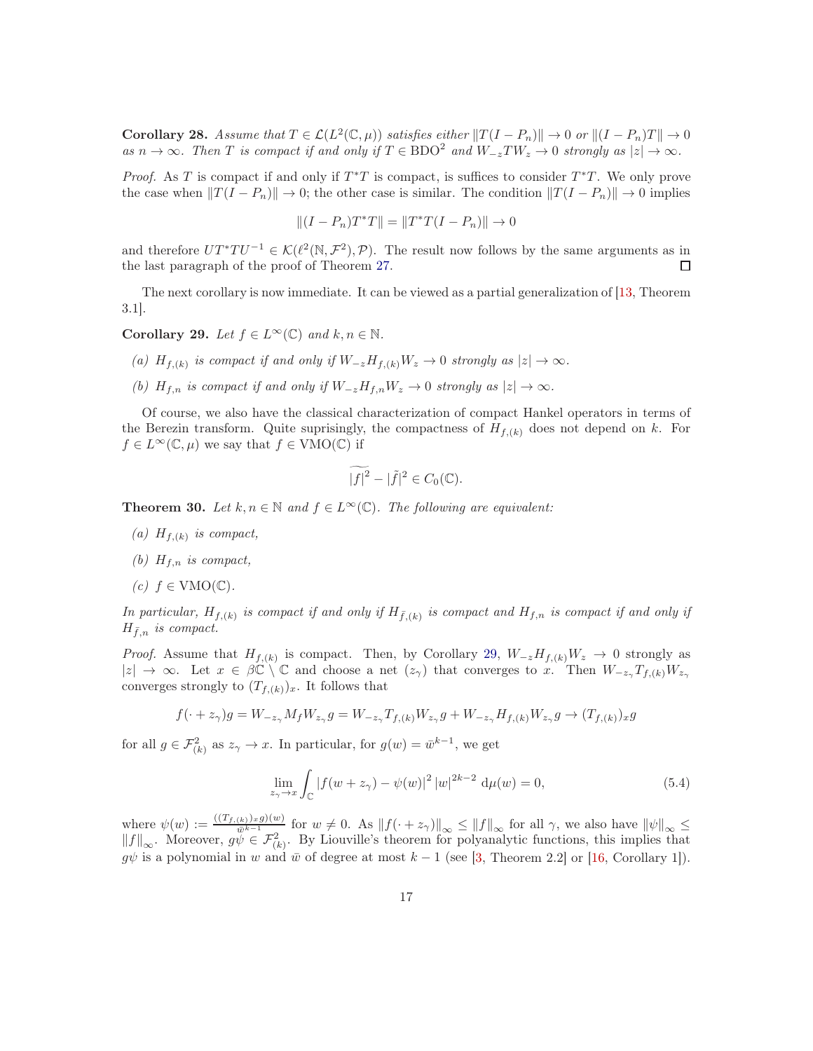**Corollary 28.** *Assume that $T \in \mathcal{L}(L^2(\mathbb{C},\mu))$ satisfies either $\|T(I-P_n)\| \to 0$ or $\|(I-P_n)T\| \to 0$ as $n \to \infty$. Then $T$ is compact if and only if $T \in \mathrm{BDO}^2$ and $W_{-z}TW_z \to 0$ strongly as $|z| \to \infty$.*

*Proof.* As $T$ is compact if and only if $T^*T$ is compact, is suffices to consider $T^*T$. We only prove the case when $\|T(I-P_n)\| \to 0$; the other case is similar. The condition $\|T(I-P_n)\| \to 0$ implies

$$\|(I-P_n)T^*T\| = \|T^*T(I-P_n)\| \to 0$$

and therefore $UT^*TU^{-1} \in \mathcal{K}(\ell^2(\mathbb{N},\mathcal{F}^2),\mathcal{P})$. The result now follows by the same arguments as in the last paragraph of the proof of Theorem 27. $\square$

The next corollary is now immediate. It can be viewed as a partial generalization of [13, Theorem 3.1].

**Corollary 29.** *Let $f \in L^\infty(\mathbb{C})$ and $k,n \in \mathbb{N}$.*

*(a) $H_{f,(k)}$ is compact if and only if $W_{-z}H_{f,(k)}W_z \to 0$ strongly as $|z| \to \infty$.*

*(b) $H_{f,n}$ is compact if and only if $W_{-z}H_{f,n}W_z \to 0$ strongly as $|z| \to \infty$.*

Of course, we also have the classical characterization of compact Hankel operators in terms of the Berezin transform. Quite suprisingly, the compactness of $H_{f,(k)}$ does not depend on $k$. For $f \in L^\infty(\mathbb{C},\mu)$ we say that $f \in \mathrm{VMO}(\mathbb{C})$ if

$$\widetilde{|f|^2} - |\tilde{f}|^2 \in C_0(\mathbb{C}).$$

**Theorem 30.** *Let $k,n \in \mathbb{N}$ and $f \in L^\infty(\mathbb{C})$. The following are equivalent:*

*(a) $H_{f,(k)}$ is compact,*

*(b) $H_{f,n}$ is compact,*

*(c) $f \in \mathrm{VMO}(\mathbb{C})$.*

*In particular, $H_{f,(k)}$ is compact if and only if $H_{\bar{f},(k)}$ is compact and $H_{f,n}$ is compact if and only if $H_{\bar{f},n}$ is compact.*

*Proof.* Assume that $H_{f,(k)}$ is compact. Then, by Corollary 29, $W_{-z}H_{f,(k)}W_z \to 0$ strongly as $|z| \to \infty$. Let $x \in \beta\mathbb{C} \setminus \mathbb{C}$ and choose a net $(z_\gamma)$ that converges to $x$. Then $W_{-z_\gamma}T_{f,(k)}W_{z_\gamma}$ converges strongly to $(T_{f,(k)})_x$. It follows that

$$f(\cdot + z_\gamma)g = W_{-z_\gamma}M_fW_{z_\gamma}g = W_{-z_\gamma}T_{f,(k)}W_{z_\gamma}g + W_{-z_\gamma}H_{f,(k)}W_{z_\gamma}g \to (T_{f,(k)})_x g$$

for all $g \in \mathcal{F}^2_{(k)}$ as $z_\gamma \to x$. In particular, for $g(w) = \bar{w}^{k-1}$, we get

$$\lim_{z_\gamma \to x} \int_{\mathbb{C}} |f(w+z_\gamma) - \psi(w)|^2 \, |w|^{2k-2} \, \mathrm{d}\mu(w) = 0, \tag{5.4}$$

where $\psi(w) := \frac{((T_{f,(k)})_x g)(w)}{\bar{w}^{k-1}}$ for $w \neq 0$. As $\|f(\cdot + z_\gamma)\|_\infty \leq \|f\|_\infty$ for all $\gamma$, we also have $\|\psi\|_\infty \leq \|f\|_\infty$. Moreover, $g\psi \in \mathcal{F}^2_{(k)}$. By Liouville's theorem for polyanalytic functions, this implies that $g\psi$ is a polynomial in $w$ and $\bar{w}$ of degree at most $k-1$ (see [3, Theorem 2.2] or [16, Corollary 1]).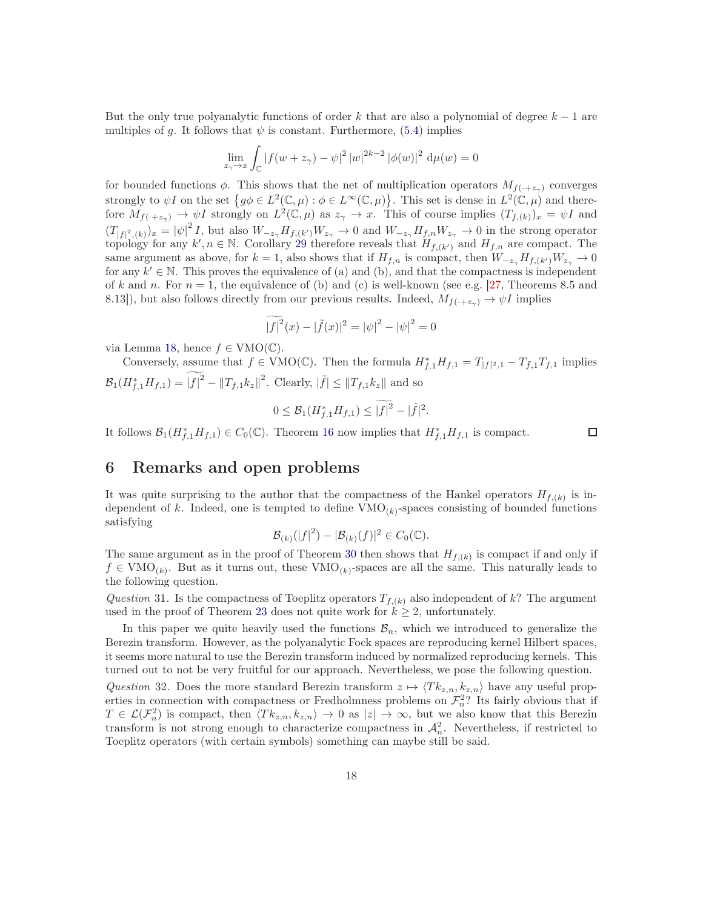But the only true polyanalytic functions of order $k$ that are also a polynomial of degree $k-1$ are multiples of $g$. It follows that $\psi$ is constant. Furthermore, (5.4) implies

$$\lim_{z_\gamma \to x} \int_{\mathbb{C}} |f(w+z_\gamma) - \psi|^2 |w|^{2k-2} |\phi(w)|^2 \, \mathrm{d}\mu(w) = 0$$

for bounded functions $\phi$. This shows that the net of multiplication operators $M_{f(\cdot + z_\gamma)}$ converges strongly to $\psi I$ on the set $\left\{ g\phi \in L^2(\mathbb{C}, \mu) : \phi \in L^\infty(\mathbb{C}, \mu) \right\}$. This set is dense in $L^2(\mathbb{C}, \mu)$ and therefore $M_{f(\cdot+z_\gamma)} \to \psi I$ strongly on $L^2(\mathbb{C}, \mu)$ as $z_\gamma \to x$. This of course implies $(T_{f,(k)})_x = \psi I$ and $(T_{|f|^2,(k)})_x = |\psi|^2 I$, but also $W_{-z_\gamma} H_{f,(k')} W_{z_\gamma} \to 0$ and $W_{-z_\gamma} H_{f,n} W_{z_\gamma} \to 0$ in the strong operator topology for any $k', n \in \mathbb{N}$. Corollary 29 therefore reveals that $H_{f,(k')}$ and $H_{f,n}$ are compact. The same argument as above, for $k = 1$, also shows that if $H_{f,n}$ is compact, then $W_{-z_\gamma} H_{f,(k')} W_{z_\gamma} \to 0$ for any $k' \in \mathbb{N}$. This proves the equivalence of (a) and (b), and that the compactness is independent of $k$ and $n$. For $n = 1$, the equivalence of (b) and (c) is well-known (see e.g. [27, Theorems 8.5 and 8.13]), but also follows directly from our previous results. Indeed, $M_{f(\cdot+z_\gamma)} \to \psi I$ implies

$$\widetilde{|f|^2}(x) - |\tilde{f}(x)|^2 = |\psi|^2 - |\psi|^2 = 0$$

via Lemma 18, hence $f \in \mathrm{VMO}(\mathbb{C})$.

Conversely, assume that $f \in \mathrm{VMO}(\mathbb{C})$. Then the formula $H_{f,1}^* H_{f,1} = T_{|f|^2,1} - T_{\bar{f},1} T_{f,1}$ implies $\mathcal{B}_1(H_{f,1}^* H_{f,1}) = \widetilde{|f|^2} - \|T_{f,1} k_z\|^2$. Clearly, $|\tilde{f}| \le \|T_{f,1} k_z\|$ and so

$$0 \le \mathcal{B}_1(H_{f,1}^* H_{f,1}) \le \widetilde{|f|^2} - |\tilde{f}|^2.$$

It follows $\mathcal{B}_1(H_{f,1}^* H_{f,1}) \in C_0(\mathbb{C})$. Theorem 16 now implies that $H_{f,1}^* H_{f,1}$ is compact. ☐

# 6 Remarks and open problems

It was quite surprising to the author that the compactness of the Hankel operators $H_{f,(k)}$ is independent of $k$. Indeed, one is tempted to define $\mathrm{VMO}_{(k)}$-spaces consisting of bounded functions satisfying

$$\mathcal{B}_{(k)}(|f|^2) - |\mathcal{B}_{(k)}(f)|^2 \in C_0(\mathbb{C}).$$

The same argument as in the proof of Theorem 30 then shows that $H_{f,(k)}$ is compact if and only if $f \in \mathrm{VMO}_{(k)}$. But as it turns out, these $\mathrm{VMO}_{(k)}$-spaces are all the same. This naturally leads to the following question.

*Question* 31. Is the compactness of Toeplitz operators $T_{f,(k)}$ also independent of $k$? The argument used in the proof of Theorem 23 does not quite work for $k \ge 2$, unfortunately.

In this paper we quite heavily used the functions $\mathcal{B}_n$, which we introduced to generalize the Berezin transform. However, as the polyanalytic Fock spaces are reproducing kernel Hilbert spaces, it seems more natural to use the Berezin transform induced by normalized reproducing kernels. This turned out to not be very fruitful for our approach. Nevertheless, we pose the following question.

*Question* 32. Does the more standard Berezin transform $z \mapsto \langle T k_{z,n}, k_{z,n} \rangle$ have any useful properties in connection with compactness or Fredholmness problems on $\mathcal{F}_n^2$? Its fairly obvious that if $T \in \mathcal{L}(\mathcal{F}_n^2)$ is compact, then $\langle T k_{z,n}, k_{z,n} \rangle \to 0$ as $|z| \to \infty$, but we also know that this Berezin transform is not strong enough to characterize compactness in $\mathcal{A}_n^2$. Nevertheless, if restricted to Toeplitz operators (with certain symbols) something can maybe still be said.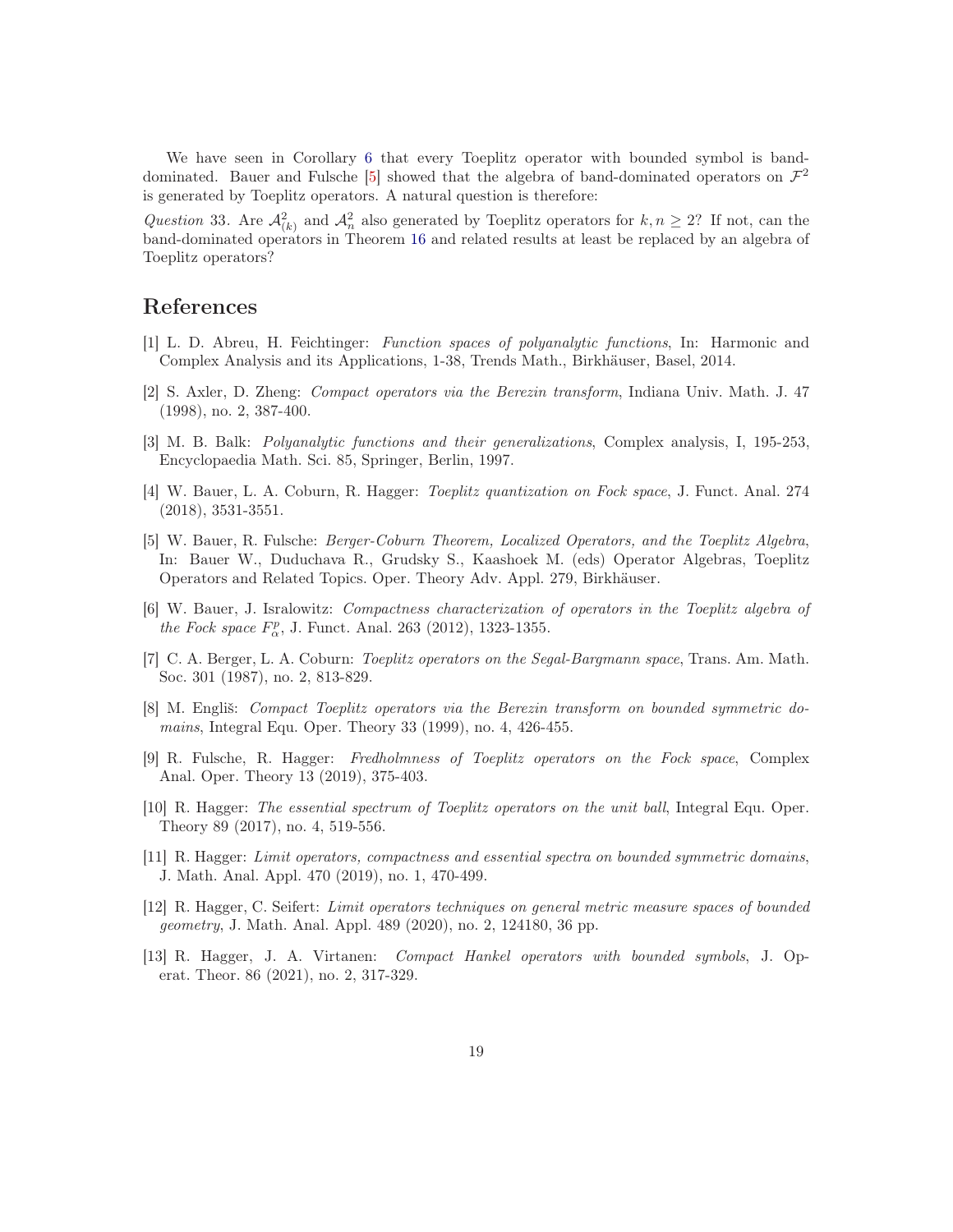We have seen in Corollary 6 that every Toeplitz operator with bounded symbol is band-dominated. Bauer and Fulsche [5] showed that the algebra of band-dominated operators on $\mathcal{F}^2$ is generated by Toeplitz operators. A natural question is therefore:

*Question* 33. Are $\mathcal{A}^2_{(k)}$ and $\mathcal{A}^2_n$ also generated by Toeplitz operators for $k, n \geq 2$? If not, can the band-dominated operators in Theorem 16 and related results at least be replaced by an algebra of Toeplitz operators?

## References

[1] L. D. Abreu, H. Feichtinger: *Function spaces of polyanalytic functions*, In: Harmonic and Complex Analysis and its Applications, 1-38, Trends Math., Birkhäuser, Basel, 2014.

[2] S. Axler, D. Zheng: *Compact operators via the Berezin transform*, Indiana Univ. Math. J. 47 (1998), no. 2, 387-400.

[3] M. B. Balk: *Polyanalytic functions and their generalizations*, Complex analysis, I, 195-253, Encyclopaedia Math. Sci. 85, Springer, Berlin, 1997.

[4] W. Bauer, L. A. Coburn, R. Hagger: *Toeplitz quantization on Fock space*, J. Funct. Anal. 274 (2018), 3531-3551.

[5] W. Bauer, R. Fulsche: *Berger-Coburn Theorem, Localized Operators, and the Toeplitz Algebra*, In: Bauer W., Duduchava R., Grudsky S., Kaashoek M. (eds) Operator Algebras, Toeplitz Operators and Related Topics. Oper. Theory Adv. Appl. 279, Birkhäuser.

[6] W. Bauer, J. Isralowitz: *Compactness characterization of operators in the Toeplitz algebra of the Fock space $F^p_\alpha$*, J. Funct. Anal. 263 (2012), 1323-1355.

[7] C. A. Berger, L. A. Coburn: *Toeplitz operators on the Segal-Bargmann space*, Trans. Am. Math. Soc. 301 (1987), no. 2, 813-829.

[8] M. Engliš: *Compact Toeplitz operators via the Berezin transform on bounded symmetric domains*, Integral Equ. Oper. Theory 33 (1999), no. 4, 426-455.

[9] R. Fulsche, R. Hagger: *Fredholmness of Toeplitz operators on the Fock space*, Complex Anal. Oper. Theory 13 (2019), 375-403.

[10] R. Hagger: *The essential spectrum of Toeplitz operators on the unit ball*, Integral Equ. Oper. Theory 89 (2017), no. 4, 519-556.

[11] R. Hagger: *Limit operators, compactness and essential spectra on bounded symmetric domains*, J. Math. Anal. Appl. 470 (2019), no. 1, 470-499.

[12] R. Hagger, C. Seifert: *Limit operators techniques on general metric measure spaces of bounded geometry*, J. Math. Anal. Appl. 489 (2020), no. 2, 124180, 36 pp.

[13] R. Hagger, J. A. Virtanen: *Compact Hankel operators with bounded symbols*, J. Operat. Theor. 86 (2021), no. 2, 317-329.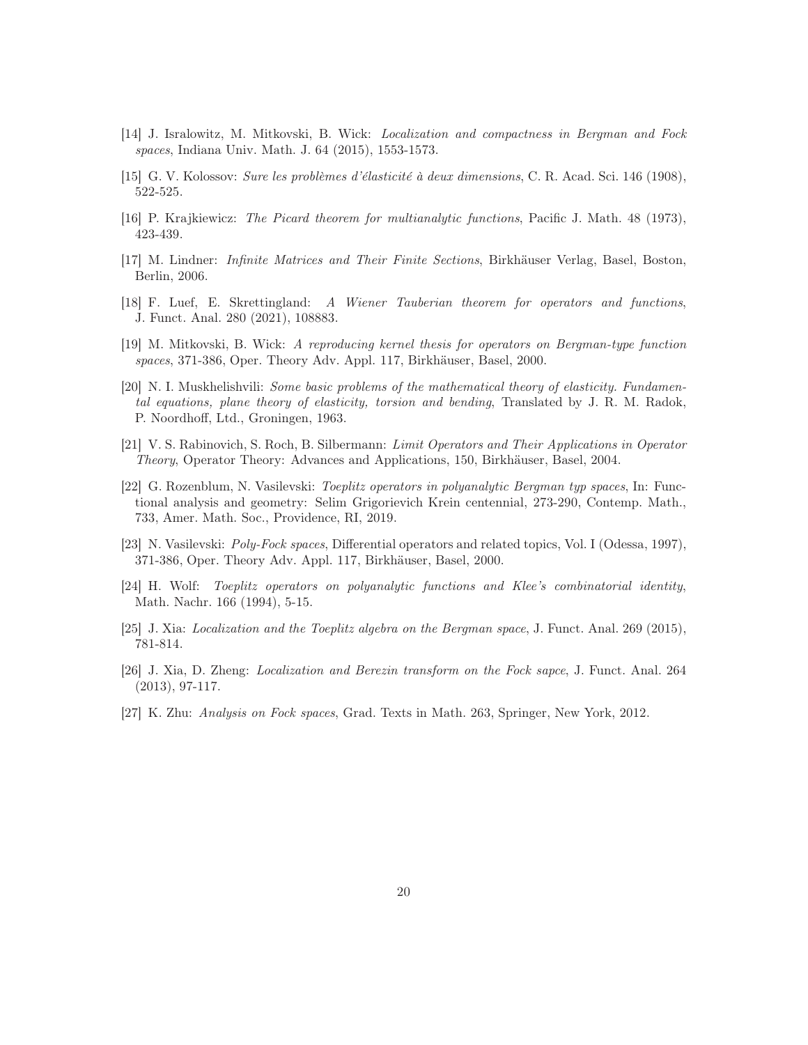[14] J. Isralowitz, M. Mitkovski, B. Wick: *Localization and compactness in Bergman and Fock spaces*, Indiana Univ. Math. J. 64 (2015), 1553-1573.

[15] G. V. Kolossov: *Sure les problèmes d'élasticité à deux dimensions*, C. R. Acad. Sci. 146 (1908), 522-525.

[16] P. Krajkiewicz: *The Picard theorem for multianalytic functions*, Pacific J. Math. 48 (1973), 423-439.

[17] M. Lindner: *Infinite Matrices and Their Finite Sections*, Birkhäuser Verlag, Basel, Boston, Berlin, 2006.

[18] F. Luef, E. Skrettingland: *A Wiener Tauberian theorem for operators and functions*, J. Funct. Anal. 280 (2021), 108883.

[19] M. Mitkovski, B. Wick: *A reproducing kernel thesis for operators on Bergman-type function spaces*, 371-386, Oper. Theory Adv. Appl. 117, Birkhäuser, Basel, 2000.

[20] N. I. Muskhelishvili: *Some basic problems of the mathematical theory of elasticity. Fundamental equations, plane theory of elasticity, torsion and bending*, Translated by J. R. M. Radok, P. Noordhoff, Ltd., Groningen, 1963.

[21] V. S. Rabinovich, S. Roch, B. Silbermann: *Limit Operators and Their Applications in Operator Theory*, Operator Theory: Advances and Applications, 150, Birkhäuser, Basel, 2004.

[22] G. Rozenblum, N. Vasilevski: *Toeplitz operators in polyanalytic Bergman typ spaces*, In: Functional analysis and geometry: Selim Grigorievich Krein centennial, 273-290, Contemp. Math., 733, Amer. Math. Soc., Providence, RI, 2019.

[23] N. Vasilevski: *Poly-Fock spaces*, Differential operators and related topics, Vol. I (Odessa, 1997), 371-386, Oper. Theory Adv. Appl. 117, Birkhäuser, Basel, 2000.

[24] H. Wolf: *Toeplitz operators on polyanalytic functions and Klee's combinatorial identity*, Math. Nachr. 166 (1994), 5-15.

[25] J. Xia: *Localization and the Toeplitz algebra on the Bergman space*, J. Funct. Anal. 269 (2015), 781-814.

[26] J. Xia, D. Zheng: *Localization and Berezin transform on the Fock sapce*, J. Funct. Anal. 264 (2013), 97-117.

[27] K. Zhu: *Analysis on Fock spaces*, Grad. Texts in Math. 263, Springer, New York, 2012.